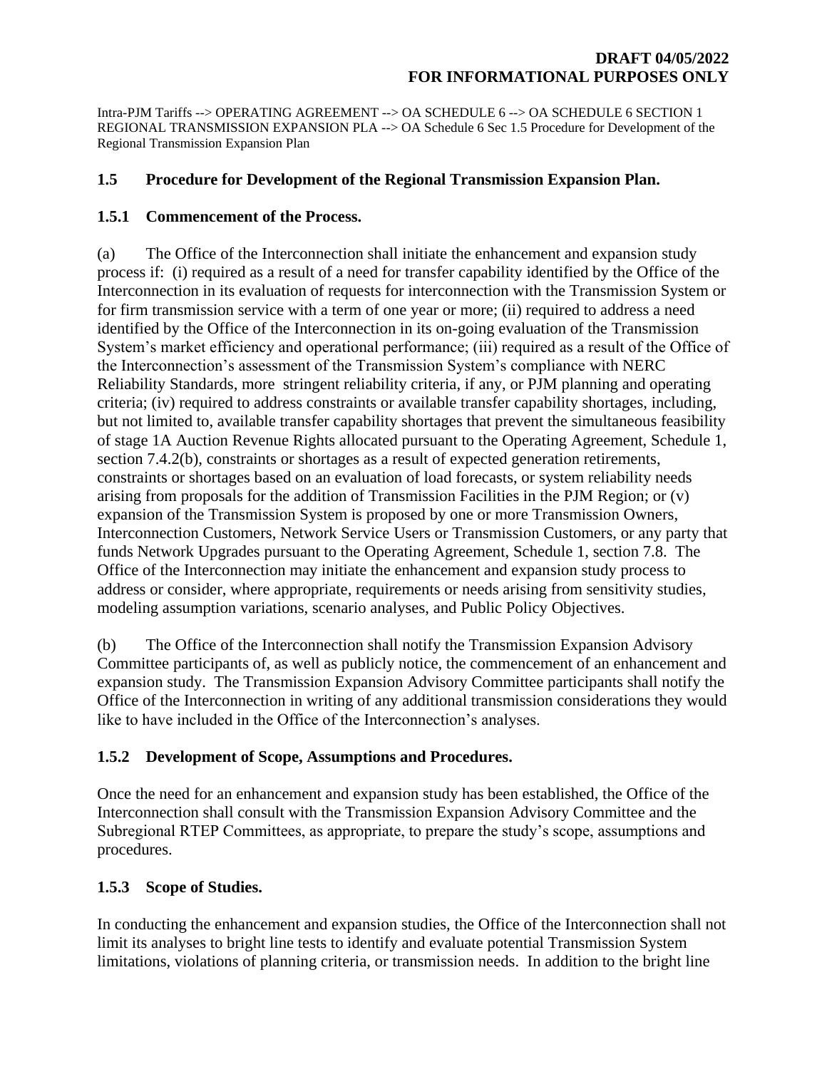**DRAFT 04/05/2022**
**FOR INFORMATIONAL PURPOSES ONLY**

Intra-PJM Tariffs --> OPERATING AGREEMENT --> OA SCHEDULE 6 --> OA SCHEDULE 6 SECTION 1 REGIONAL TRANSMISSION EXPANSION PLA --> OA Schedule 6 Sec 1.5 Procedure for Development of the Regional Transmission Expansion Plan

## 1.5 Procedure for Development of the Regional Transmission Expansion Plan.

### 1.5.1 Commencement of the Process.

(a) The Office of the Interconnection shall initiate the enhancement and expansion study process if: (i) required as a result of a need for transfer capability identified by the Office of the Interconnection in its evaluation of requests for interconnection with the Transmission System or for firm transmission service with a term of one year or more; (ii) required to address a need identified by the Office of the Interconnection in its on-going evaluation of the Transmission System's market efficiency and operational performance; (iii) required as a result of the Office of the Interconnection's assessment of the Transmission System's compliance with NERC Reliability Standards, more stringent reliability criteria, if any, or PJM planning and operating criteria; (iv) required to address constraints or available transfer capability shortages, including, but not limited to, available transfer capability shortages that prevent the simultaneous feasibility of stage 1A Auction Revenue Rights allocated pursuant to the Operating Agreement, Schedule 1, section 7.4.2(b), constraints or shortages as a result of expected generation retirements, constraints or shortages based on an evaluation of load forecasts, or system reliability needs arising from proposals for the addition of Transmission Facilities in the PJM Region; or (v) expansion of the Transmission System is proposed by one or more Transmission Owners, Interconnection Customers, Network Service Users or Transmission Customers, or any party that funds Network Upgrades pursuant to the Operating Agreement, Schedule 1, section 7.8. The Office of the Interconnection may initiate the enhancement and expansion study process to address or consider, where appropriate, requirements or needs arising from sensitivity studies, modeling assumption variations, scenario analyses, and Public Policy Objectives.

(b) The Office of the Interconnection shall notify the Transmission Expansion Advisory Committee participants of, as well as publicly notice, the commencement of an enhancement and expansion study. The Transmission Expansion Advisory Committee participants shall notify the Office of the Interconnection in writing of any additional transmission considerations they would like to have included in the Office of the Interconnection's analyses.

### 1.5.2 Development of Scope, Assumptions and Procedures.

Once the need for an enhancement and expansion study has been established, the Office of the Interconnection shall consult with the Transmission Expansion Advisory Committee and the Subregional RTEP Committees, as appropriate, to prepare the study's scope, assumptions and procedures.

### 1.5.3 Scope of Studies.

In conducting the enhancement and expansion studies, the Office of the Interconnection shall not limit its analyses to bright line tests to identify and evaluate potential Transmission System limitations, violations of planning criteria, or transmission needs. In addition to the bright line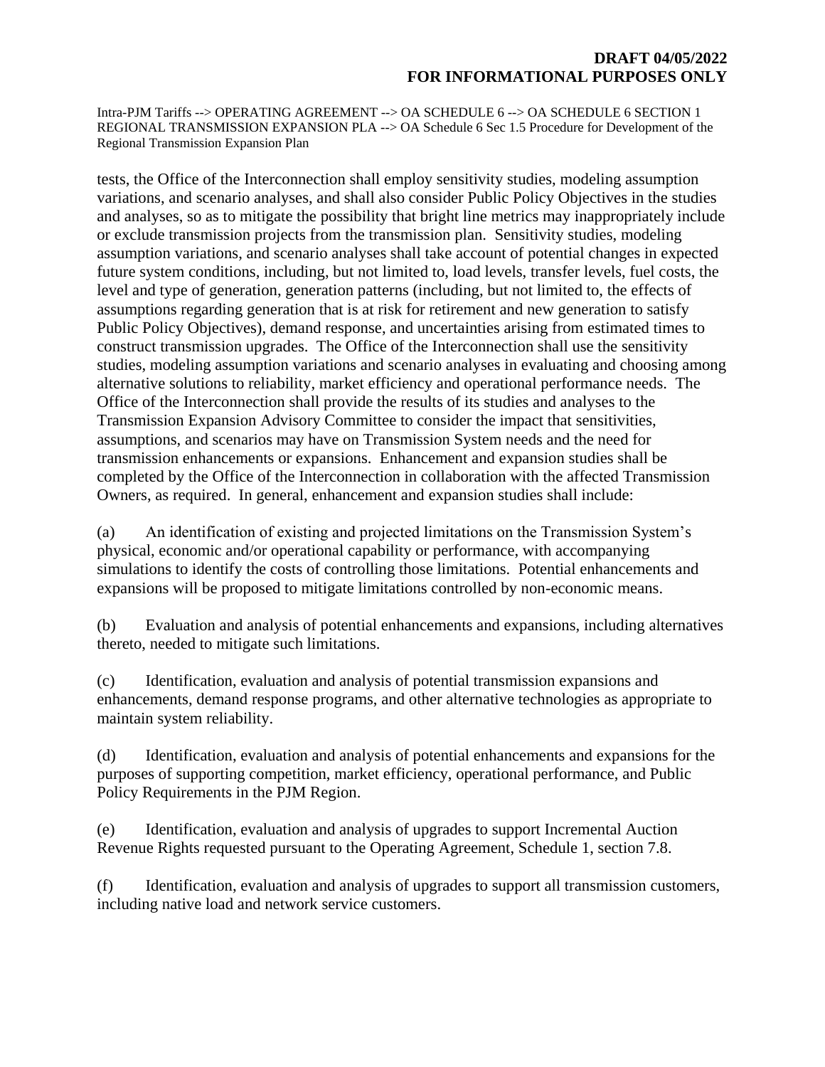tests, the Office of the Interconnection shall employ sensitivity studies, modeling assumption variations, and scenario analyses, and shall also consider Public Policy Objectives in the studies and analyses, so as to mitigate the possibility that bright line metrics may inappropriately include or exclude transmission projects from the transmission plan. Sensitivity studies, modeling assumption variations, and scenario analyses shall take account of potential changes in expected future system conditions, including, but not limited to, load levels, transfer levels, fuel costs, the level and type of generation, generation patterns (including, but not limited to, the effects of assumptions regarding generation that is at risk for retirement and new generation to satisfy Public Policy Objectives), demand response, and uncertainties arising from estimated times to construct transmission upgrades. The Office of the Interconnection shall use the sensitivity studies, modeling assumption variations and scenario analyses in evaluating and choosing among alternative solutions to reliability, market efficiency and operational performance needs. The Office of the Interconnection shall provide the results of its studies and analyses to the Transmission Expansion Advisory Committee to consider the impact that sensitivities, assumptions, and scenarios may have on Transmission System needs and the need for transmission enhancements or expansions. Enhancement and expansion studies shall be completed by the Office of the Interconnection in collaboration with the affected Transmission Owners, as required. In general, enhancement and expansion studies shall include:

(a) An identification of existing and projected limitations on the Transmission System's physical, economic and/or operational capability or performance, with accompanying simulations to identify the costs of controlling those limitations. Potential enhancements and expansions will be proposed to mitigate limitations controlled by non-economic means.

(b) Evaluation and analysis of potential enhancements and expansions, including alternatives thereto, needed to mitigate such limitations.

(c) Identification, evaluation and analysis of potential transmission expansions and enhancements, demand response programs, and other alternative technologies as appropriate to maintain system reliability.

(d) Identification, evaluation and analysis of potential enhancements and expansions for the purposes of supporting competition, market efficiency, operational performance, and Public Policy Requirements in the PJM Region.

(e) Identification, evaluation and analysis of upgrades to support Incremental Auction Revenue Rights requested pursuant to the Operating Agreement, Schedule 1, section 7.8.

(f) Identification, evaluation and analysis of upgrades to support all transmission customers, including native load and network service customers.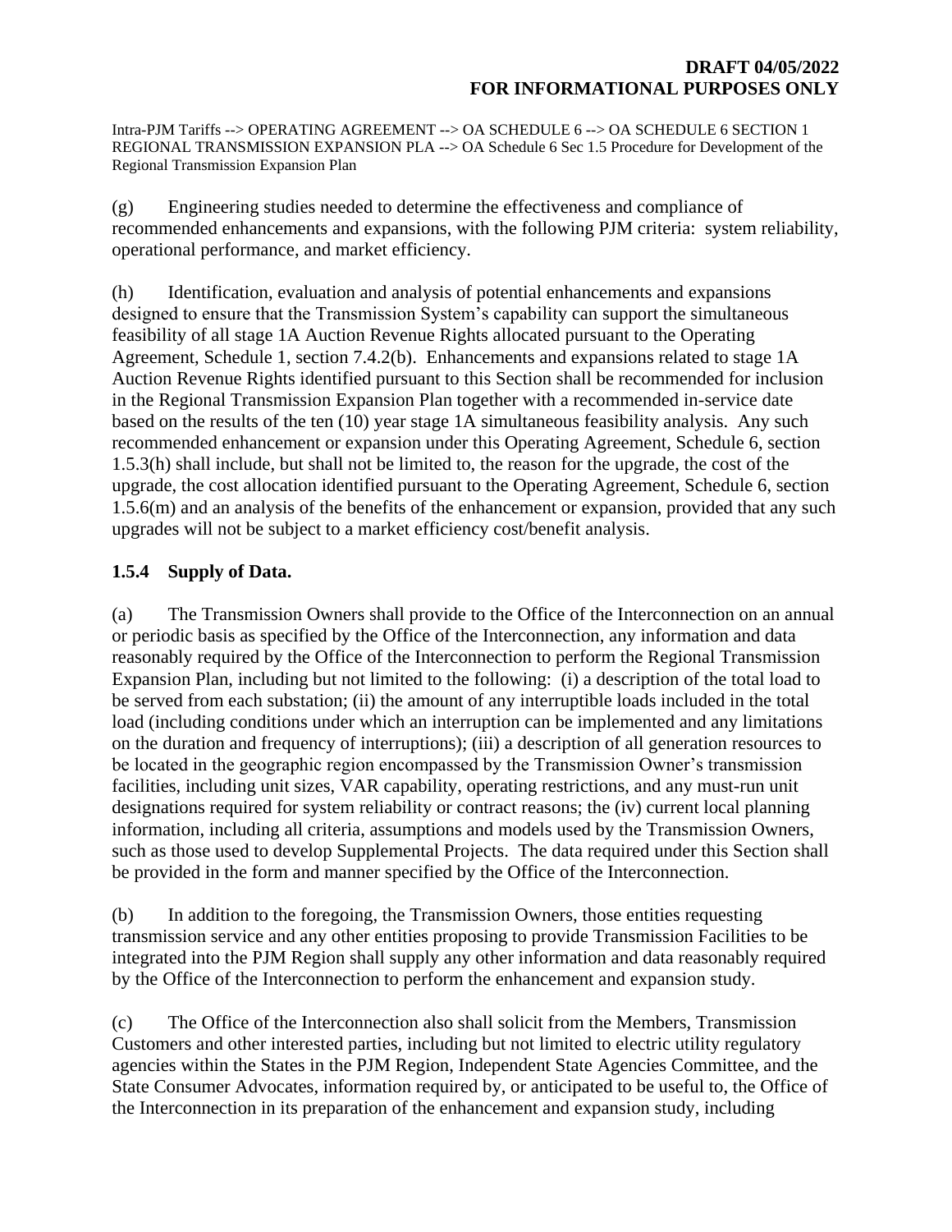(g) Engineering studies needed to determine the effectiveness and compliance of recommended enhancements and expansions, with the following PJM criteria: system reliability, operational performance, and market efficiency.

(h) Identification, evaluation and analysis of potential enhancements and expansions designed to ensure that the Transmission System's capability can support the simultaneous feasibility of all stage 1A Auction Revenue Rights allocated pursuant to the Operating Agreement, Schedule 1, section 7.4.2(b). Enhancements and expansions related to stage 1A Auction Revenue Rights identified pursuant to this Section shall be recommended for inclusion in the Regional Transmission Expansion Plan together with a recommended in-service date based on the results of the ten (10) year stage 1A simultaneous feasibility analysis. Any such recommended enhancement or expansion under this Operating Agreement, Schedule 6, section 1.5.3(h) shall include, but shall not be limited to, the reason for the upgrade, the cost of the upgrade, the cost allocation identified pursuant to the Operating Agreement, Schedule 6, section 1.5.6(m) and an analysis of the benefits of the enhancement or expansion, provided that any such upgrades will not be subject to a market efficiency cost/benefit analysis.

### 1.5.4 Supply of Data.

(a) The Transmission Owners shall provide to the Office of the Interconnection on an annual or periodic basis as specified by the Office of the Interconnection, any information and data reasonably required by the Office of the Interconnection to perform the Regional Transmission Expansion Plan, including but not limited to the following: (i) a description of the total load to be served from each substation; (ii) the amount of any interruptible loads included in the total load (including conditions under which an interruption can be implemented and any limitations on the duration and frequency of interruptions); (iii) a description of all generation resources to be located in the geographic region encompassed by the Transmission Owner's transmission facilities, including unit sizes, VAR capability, operating restrictions, and any must-run unit designations required for system reliability or contract reasons; the (iv) current local planning information, including all criteria, assumptions and models used by the Transmission Owners, such as those used to develop Supplemental Projects. The data required under this Section shall be provided in the form and manner specified by the Office of the Interconnection.

(b) In addition to the foregoing, the Transmission Owners, those entities requesting transmission service and any other entities proposing to provide Transmission Facilities to be integrated into the PJM Region shall supply any other information and data reasonably required by the Office of the Interconnection to perform the enhancement and expansion study.

(c) The Office of the Interconnection also shall solicit from the Members, Transmission Customers and other interested parties, including but not limited to electric utility regulatory agencies within the States in the PJM Region, Independent State Agencies Committee, and the State Consumer Advocates, information required by, or anticipated to be useful to, the Office of the Interconnection in its preparation of the enhancement and expansion study, including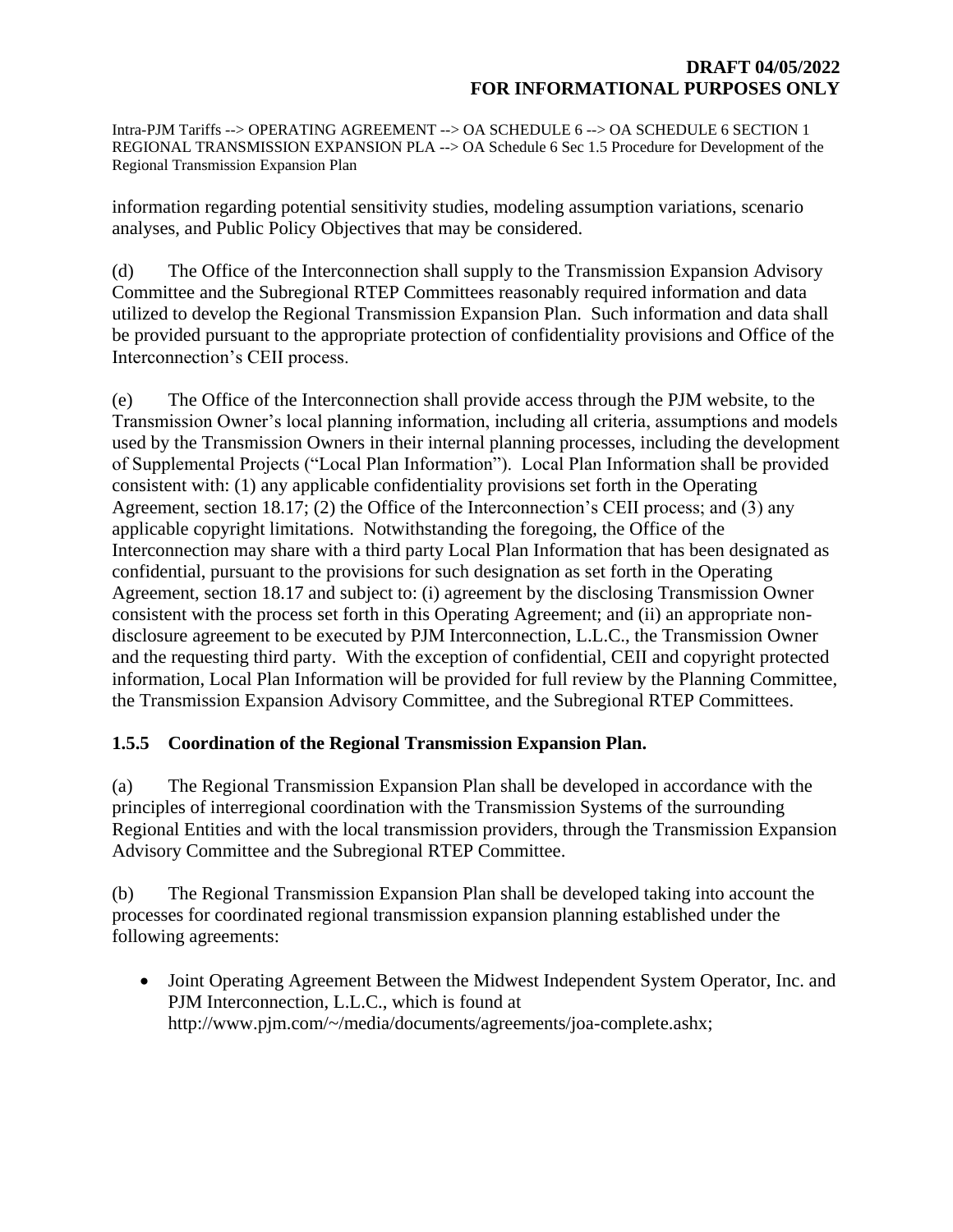information regarding potential sensitivity studies, modeling assumption variations, scenario analyses, and Public Policy Objectives that may be considered.

(d) The Office of the Interconnection shall supply to the Transmission Expansion Advisory Committee and the Subregional RTEP Committees reasonably required information and data utilized to develop the Regional Transmission Expansion Plan. Such information and data shall be provided pursuant to the appropriate protection of confidentiality provisions and Office of the Interconnection's CEII process.

(e) The Office of the Interconnection shall provide access through the PJM website, to the Transmission Owner's local planning information, including all criteria, assumptions and models used by the Transmission Owners in their internal planning processes, including the development of Supplemental Projects ("Local Plan Information"). Local Plan Information shall be provided consistent with: (1) any applicable confidentiality provisions set forth in the Operating Agreement, section 18.17; (2) the Office of the Interconnection's CEII process; and (3) any applicable copyright limitations. Notwithstanding the foregoing, the Office of the Interconnection may share with a third party Local Plan Information that has been designated as confidential, pursuant to the provisions for such designation as set forth in the Operating Agreement, section 18.17 and subject to: (i) agreement by the disclosing Transmission Owner consistent with the process set forth in this Operating Agreement; and (ii) an appropriate non-disclosure agreement to be executed by PJM Interconnection, L.L.C., the Transmission Owner and the requesting third party. With the exception of confidential, CEII and copyright protected information, Local Plan Information will be provided for full review by the Planning Committee, the Transmission Expansion Advisory Committee, and the Subregional RTEP Committees.

### 1.5.5 Coordination of the Regional Transmission Expansion Plan.

(a) The Regional Transmission Expansion Plan shall be developed in accordance with the principles of interregional coordination with the Transmission Systems of the surrounding Regional Entities and with the local transmission providers, through the Transmission Expansion Advisory Committee and the Subregional RTEP Committee.

(b) The Regional Transmission Expansion Plan shall be developed taking into account the processes for coordinated regional transmission expansion planning established under the following agreements:

- Joint Operating Agreement Between the Midwest Independent System Operator, Inc. and PJM Interconnection, L.L.C., which is found at http://www.pjm.com/~/media/documents/agreements/joa-complete.ashx;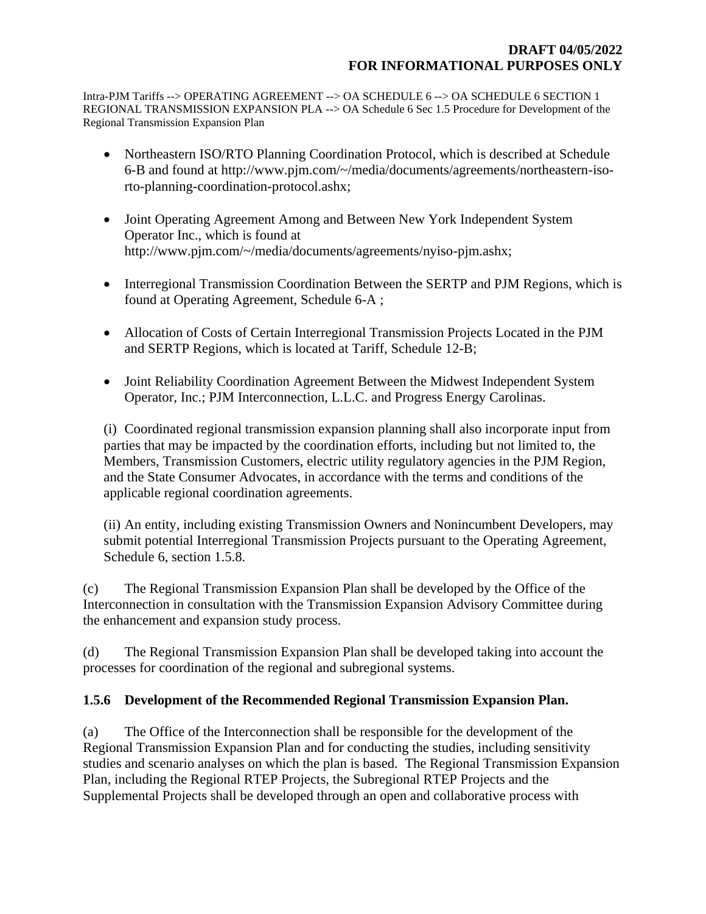- Northeastern ISO/RTO Planning Coordination Protocol, which is described at Schedule 6-B and found at http://www.pjm.com/~/media/documents/agreements/northeastern-iso-rto-planning-coordination-protocol.ashx;

- Joint Operating Agreement Among and Between New York Independent System Operator Inc., which is found at http://www.pjm.com/~/media/documents/agreements/nyiso-pjm.ashx;

- Interregional Transmission Coordination Between the SERTP and PJM Regions, which is found at Operating Agreement, Schedule 6-A ;

- Allocation of Costs of Certain Interregional Transmission Projects Located in the PJM and SERTP Regions, which is located at Tariff, Schedule 12-B;

- Joint Reliability Coordination Agreement Between the Midwest Independent System Operator, Inc.; PJM Interconnection, L.L.C. and Progress Energy Carolinas.

(i) Coordinated regional transmission expansion planning shall also incorporate input from parties that may be impacted by the coordination efforts, including but not limited to, the Members, Transmission Customers, electric utility regulatory agencies in the PJM Region, and the State Consumer Advocates, in accordance with the terms and conditions of the applicable regional coordination agreements.

(ii) An entity, including existing Transmission Owners and Nonincumbent Developers, may submit potential Interregional Transmission Projects pursuant to the Operating Agreement, Schedule 6, section 1.5.8.

(c) The Regional Transmission Expansion Plan shall be developed by the Office of the Interconnection in consultation with the Transmission Expansion Advisory Committee during the enhancement and expansion study process.

(d) The Regional Transmission Expansion Plan shall be developed taking into account the processes for coordination of the regional and subregional systems.

**1.5.6 Development of the Recommended Regional Transmission Expansion Plan.**

(a) The Office of the Interconnection shall be responsible for the development of the Regional Transmission Expansion Plan and for conducting the studies, including sensitivity studies and scenario analyses on which the plan is based. The Regional Transmission Expansion Plan, including the Regional RTEP Projects, the Subregional RTEP Projects and the Supplemental Projects shall be developed through an open and collaborative process with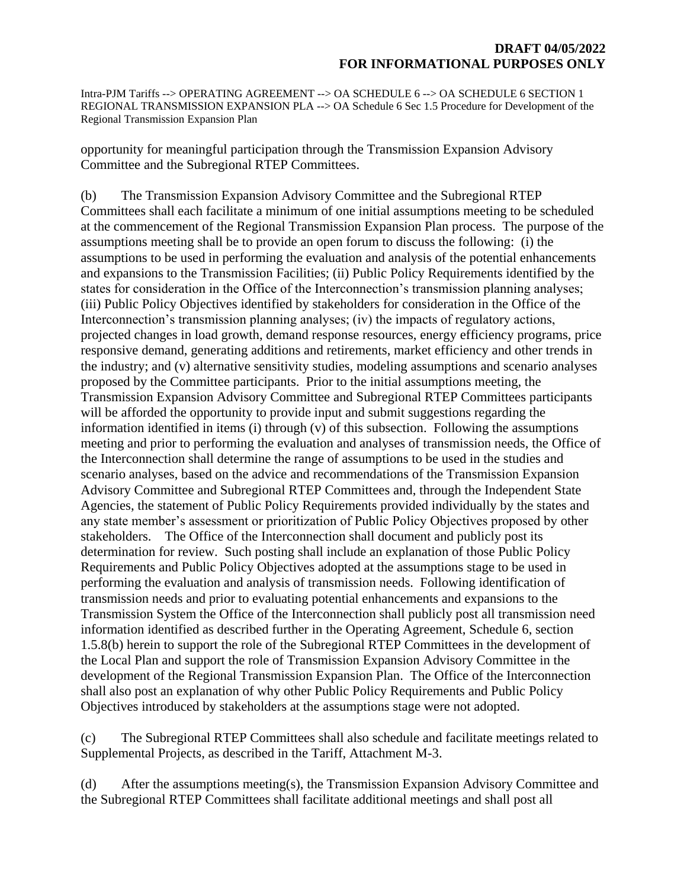opportunity for meaningful participation through the Transmission Expansion Advisory Committee and the Subregional RTEP Committees.

(b) The Transmission Expansion Advisory Committee and the Subregional RTEP Committees shall each facilitate a minimum of one initial assumptions meeting to be scheduled at the commencement of the Regional Transmission Expansion Plan process. The purpose of the assumptions meeting shall be to provide an open forum to discuss the following: (i) the assumptions to be used in performing the evaluation and analysis of the potential enhancements and expansions to the Transmission Facilities; (ii) Public Policy Requirements identified by the states for consideration in the Office of the Interconnection's transmission planning analyses; (iii) Public Policy Objectives identified by stakeholders for consideration in the Office of the Interconnection's transmission planning analyses; (iv) the impacts of regulatory actions, projected changes in load growth, demand response resources, energy efficiency programs, price responsive demand, generating additions and retirements, market efficiency and other trends in the industry; and (v) alternative sensitivity studies, modeling assumptions and scenario analyses proposed by the Committee participants. Prior to the initial assumptions meeting, the Transmission Expansion Advisory Committee and Subregional RTEP Committees participants will be afforded the opportunity to provide input and submit suggestions regarding the information identified in items (i) through (v) of this subsection. Following the assumptions meeting and prior to performing the evaluation and analyses of transmission needs, the Office of the Interconnection shall determine the range of assumptions to be used in the studies and scenario analyses, based on the advice and recommendations of the Transmission Expansion Advisory Committee and Subregional RTEP Committees and, through the Independent State Agencies, the statement of Public Policy Requirements provided individually by the states and any state member's assessment or prioritization of Public Policy Objectives proposed by other stakeholders. The Office of the Interconnection shall document and publicly post its determination for review. Such posting shall include an explanation of those Public Policy Requirements and Public Policy Objectives adopted at the assumptions stage to be used in performing the evaluation and analysis of transmission needs. Following identification of transmission needs and prior to evaluating potential enhancements and expansions to the Transmission System the Office of the Interconnection shall publicly post all transmission need information identified as described further in the Operating Agreement, Schedule 6, section 1.5.8(b) herein to support the role of the Subregional RTEP Committees in the development of the Local Plan and support the role of Transmission Expansion Advisory Committee in the development of the Regional Transmission Expansion Plan. The Office of the Interconnection shall also post an explanation of why other Public Policy Requirements and Public Policy Objectives introduced by stakeholders at the assumptions stage were not adopted.

(c) The Subregional RTEP Committees shall also schedule and facilitate meetings related to Supplemental Projects, as described in the Tariff, Attachment M-3.

(d) After the assumptions meeting(s), the Transmission Expansion Advisory Committee and the Subregional RTEP Committees shall facilitate additional meetings and shall post all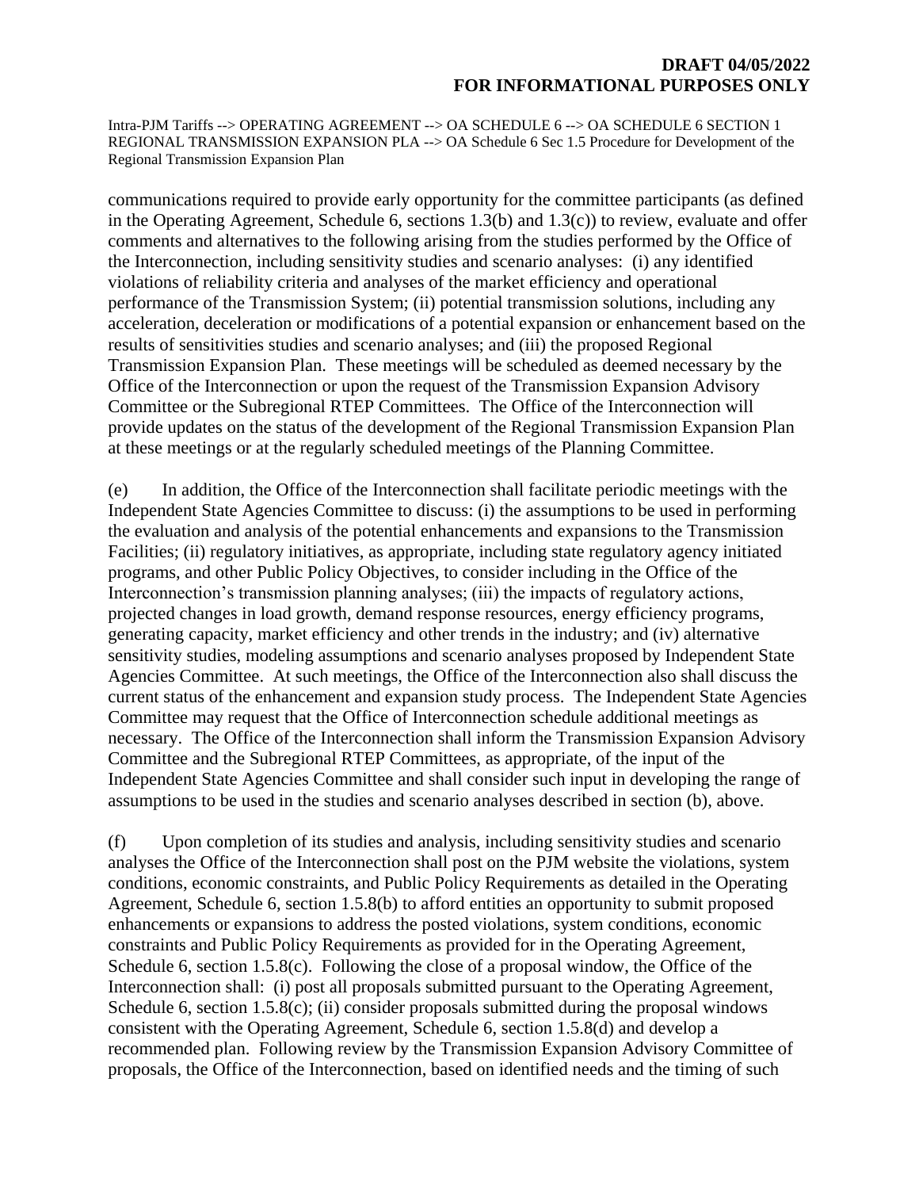communications required to provide early opportunity for the committee participants (as defined in the Operating Agreement, Schedule 6, sections 1.3(b) and 1.3(c)) to review, evaluate and offer comments and alternatives to the following arising from the studies performed by the Office of the Interconnection, including sensitivity studies and scenario analyses: (i) any identified violations of reliability criteria and analyses of the market efficiency and operational performance of the Transmission System; (ii) potential transmission solutions, including any acceleration, deceleration or modifications of a potential expansion or enhancement based on the results of sensitivities studies and scenario analyses; and (iii) the proposed Regional Transmission Expansion Plan. These meetings will be scheduled as deemed necessary by the Office of the Interconnection or upon the request of the Transmission Expansion Advisory Committee or the Subregional RTEP Committees. The Office of the Interconnection will provide updates on the status of the development of the Regional Transmission Expansion Plan at these meetings or at the regularly scheduled meetings of the Planning Committee.

(e) In addition, the Office of the Interconnection shall facilitate periodic meetings with the Independent State Agencies Committee to discuss: (i) the assumptions to be used in performing the evaluation and analysis of the potential enhancements and expansions to the Transmission Facilities; (ii) regulatory initiatives, as appropriate, including state regulatory agency initiated programs, and other Public Policy Objectives, to consider including in the Office of the Interconnection's transmission planning analyses; (iii) the impacts of regulatory actions, projected changes in load growth, demand response resources, energy efficiency programs, generating capacity, market efficiency and other trends in the industry; and (iv) alternative sensitivity studies, modeling assumptions and scenario analyses proposed by Independent State Agencies Committee. At such meetings, the Office of the Interconnection also shall discuss the current status of the enhancement and expansion study process. The Independent State Agencies Committee may request that the Office of Interconnection schedule additional meetings as necessary. The Office of the Interconnection shall inform the Transmission Expansion Advisory Committee and the Subregional RTEP Committees, as appropriate, of the input of the Independent State Agencies Committee and shall consider such input in developing the range of assumptions to be used in the studies and scenario analyses described in section (b), above.

(f) Upon completion of its studies and analysis, including sensitivity studies and scenario analyses the Office of the Interconnection shall post on the PJM website the violations, system conditions, economic constraints, and Public Policy Requirements as detailed in the Operating Agreement, Schedule 6, section 1.5.8(b) to afford entities an opportunity to submit proposed enhancements or expansions to address the posted violations, system conditions, economic constraints and Public Policy Requirements as provided for in the Operating Agreement, Schedule 6, section 1.5.8(c). Following the close of a proposal window, the Office of the Interconnection shall: (i) post all proposals submitted pursuant to the Operating Agreement, Schedule 6, section 1.5.8(c); (ii) consider proposals submitted during the proposal windows consistent with the Operating Agreement, Schedule 6, section 1.5.8(d) and develop a recommended plan. Following review by the Transmission Expansion Advisory Committee of proposals, the Office of the Interconnection, based on identified needs and the timing of such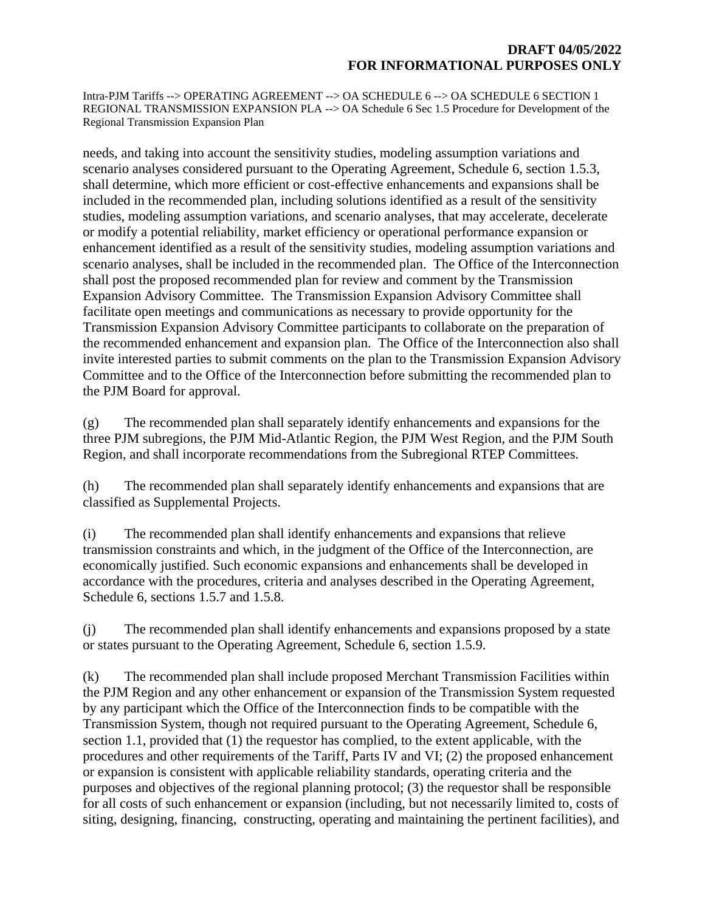needs, and taking into account the sensitivity studies, modeling assumption variations and scenario analyses considered pursuant to the Operating Agreement, Schedule 6, section 1.5.3, shall determine, which more efficient or cost-effective enhancements and expansions shall be included in the recommended plan, including solutions identified as a result of the sensitivity studies, modeling assumption variations, and scenario analyses, that may accelerate, decelerate or modify a potential reliability, market efficiency or operational performance expansion or enhancement identified as a result of the sensitivity studies, modeling assumption variations and scenario analyses, shall be included in the recommended plan. The Office of the Interconnection shall post the proposed recommended plan for review and comment by the Transmission Expansion Advisory Committee. The Transmission Expansion Advisory Committee shall facilitate open meetings and communications as necessary to provide opportunity for the Transmission Expansion Advisory Committee participants to collaborate on the preparation of the recommended enhancement and expansion plan. The Office of the Interconnection also shall invite interested parties to submit comments on the plan to the Transmission Expansion Advisory Committee and to the Office of the Interconnection before submitting the recommended plan to the PJM Board for approval.

(g) The recommended plan shall separately identify enhancements and expansions for the three PJM subregions, the PJM Mid-Atlantic Region, the PJM West Region, and the PJM South Region, and shall incorporate recommendations from the Subregional RTEP Committees.

(h) The recommended plan shall separately identify enhancements and expansions that are classified as Supplemental Projects.

(i) The recommended plan shall identify enhancements and expansions that relieve transmission constraints and which, in the judgment of the Office of the Interconnection, are economically justified. Such economic expansions and enhancements shall be developed in accordance with the procedures, criteria and analyses described in the Operating Agreement, Schedule 6, sections 1.5.7 and 1.5.8.

(j) The recommended plan shall identify enhancements and expansions proposed by a state or states pursuant to the Operating Agreement, Schedule 6, section 1.5.9.

(k) The recommended plan shall include proposed Merchant Transmission Facilities within the PJM Region and any other enhancement or expansion of the Transmission System requested by any participant which the Office of the Interconnection finds to be compatible with the Transmission System, though not required pursuant to the Operating Agreement, Schedule 6, section 1.1, provided that (1) the requestor has complied, to the extent applicable, with the procedures and other requirements of the Tariff, Parts IV and VI; (2) the proposed enhancement or expansion is consistent with applicable reliability standards, operating criteria and the purposes and objectives of the regional planning protocol; (3) the requestor shall be responsible for all costs of such enhancement or expansion (including, but not necessarily limited to, costs of siting, designing, financing, constructing, operating and maintaining the pertinent facilities), and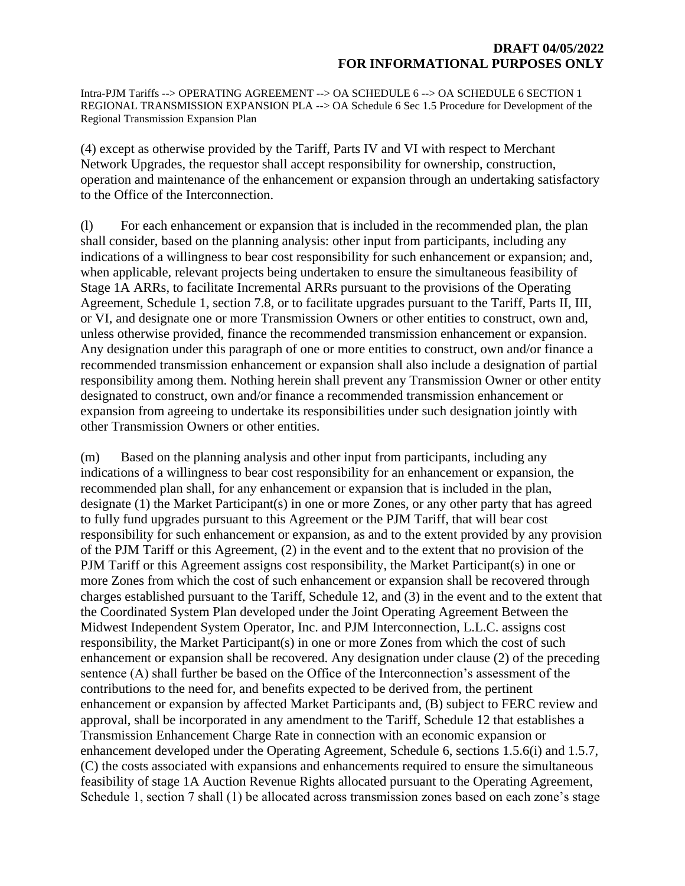(4) except as otherwise provided by the Tariff, Parts IV and VI with respect to Merchant Network Upgrades, the requestor shall accept responsibility for ownership, construction, operation and maintenance of the enhancement or expansion through an undertaking satisfactory to the Office of the Interconnection.

(l) For each enhancement or expansion that is included in the recommended plan, the plan shall consider, based on the planning analysis: other input from participants, including any indications of a willingness to bear cost responsibility for such enhancement or expansion; and, when applicable, relevant projects being undertaken to ensure the simultaneous feasibility of Stage 1A ARRs, to facilitate Incremental ARRs pursuant to the provisions of the Operating Agreement, Schedule 1, section 7.8, or to facilitate upgrades pursuant to the Tariff, Parts II, III, or VI, and designate one or more Transmission Owners or other entities to construct, own and, unless otherwise provided, finance the recommended transmission enhancement or expansion. Any designation under this paragraph of one or more entities to construct, own and/or finance a recommended transmission enhancement or expansion shall also include a designation of partial responsibility among them. Nothing herein shall prevent any Transmission Owner or other entity designated to construct, own and/or finance a recommended transmission enhancement or expansion from agreeing to undertake its responsibilities under such designation jointly with other Transmission Owners or other entities.

(m) Based on the planning analysis and other input from participants, including any indications of a willingness to bear cost responsibility for an enhancement or expansion, the recommended plan shall, for any enhancement or expansion that is included in the plan, designate (1) the Market Participant(s) in one or more Zones, or any other party that has agreed to fully fund upgrades pursuant to this Agreement or the PJM Tariff, that will bear cost responsibility for such enhancement or expansion, as and to the extent provided by any provision of the PJM Tariff or this Agreement, (2) in the event and to the extent that no provision of the PJM Tariff or this Agreement assigns cost responsibility, the Market Participant(s) in one or more Zones from which the cost of such enhancement or expansion shall be recovered through charges established pursuant to the Tariff, Schedule 12, and (3) in the event and to the extent that the Coordinated System Plan developed under the Joint Operating Agreement Between the Midwest Independent System Operator, Inc. and PJM Interconnection, L.L.C. assigns cost responsibility, the Market Participant(s) in one or more Zones from which the cost of such enhancement or expansion shall be recovered. Any designation under clause (2) of the preceding sentence (A) shall further be based on the Office of the Interconnection's assessment of the contributions to the need for, and benefits expected to be derived from, the pertinent enhancement or expansion by affected Market Participants and, (B) subject to FERC review and approval, shall be incorporated in any amendment to the Tariff, Schedule 12 that establishes a Transmission Enhancement Charge Rate in connection with an economic expansion or enhancement developed under the Operating Agreement, Schedule 6, sections 1.5.6(i) and 1.5.7, (C) the costs associated with expansions and enhancements required to ensure the simultaneous feasibility of stage 1A Auction Revenue Rights allocated pursuant to the Operating Agreement, Schedule 1, section 7 shall (1) be allocated across transmission zones based on each zone's stage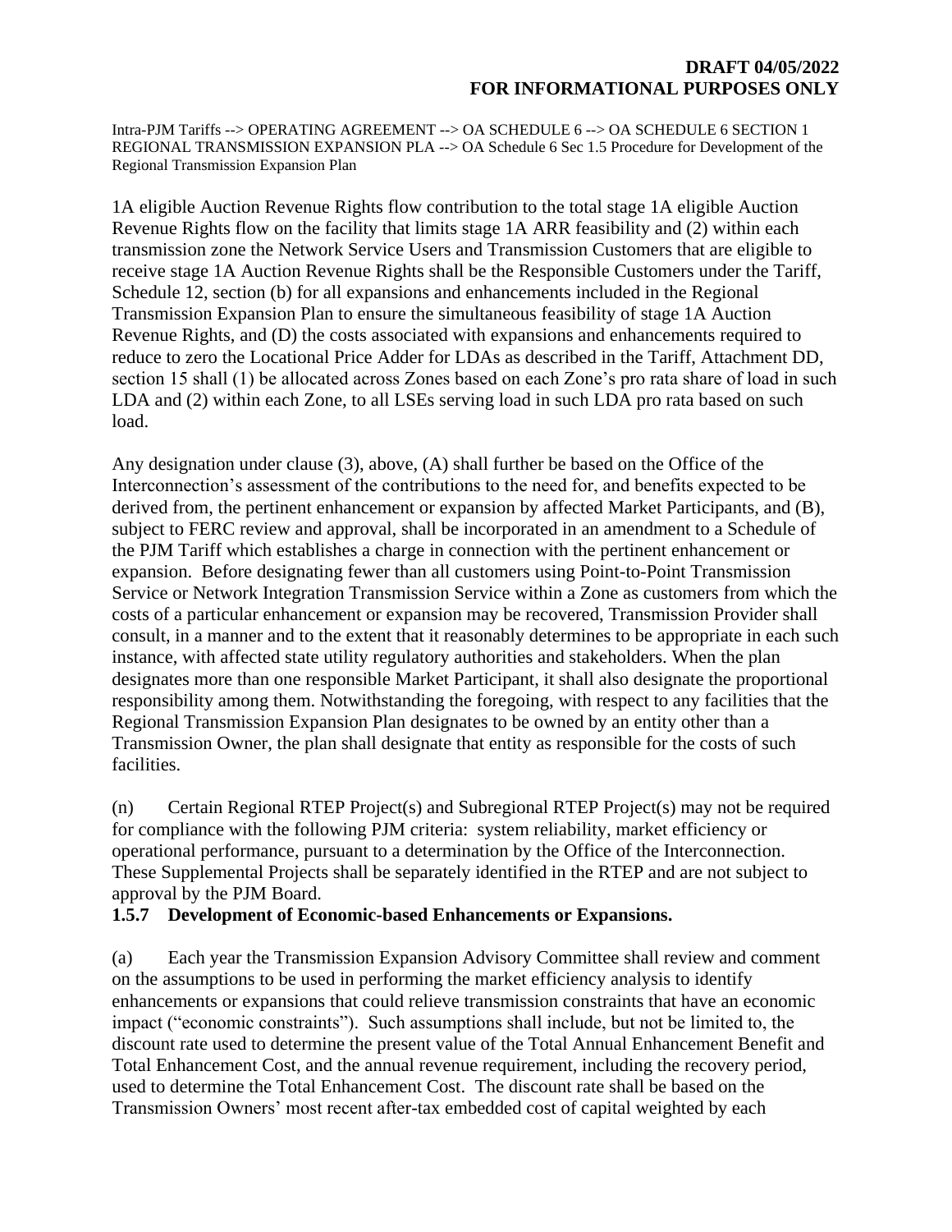1A eligible Auction Revenue Rights flow contribution to the total stage 1A eligible Auction Revenue Rights flow on the facility that limits stage 1A ARR feasibility and (2) within each transmission zone the Network Service Users and Transmission Customers that are eligible to receive stage 1A Auction Revenue Rights shall be the Responsible Customers under the Tariff, Schedule 12, section (b) for all expansions and enhancements included in the Regional Transmission Expansion Plan to ensure the simultaneous feasibility of stage 1A Auction Revenue Rights, and (D) the costs associated with expansions and enhancements required to reduce to zero the Locational Price Adder for LDAs as described in the Tariff, Attachment DD, section 15 shall (1) be allocated across Zones based on each Zone's pro rata share of load in such LDA and (2) within each Zone, to all LSEs serving load in such LDA pro rata based on such load.

Any designation under clause (3), above, (A) shall further be based on the Office of the Interconnection's assessment of the contributions to the need for, and benefits expected to be derived from, the pertinent enhancement or expansion by affected Market Participants, and (B), subject to FERC review and approval, shall be incorporated in an amendment to a Schedule of the PJM Tariff which establishes a charge in connection with the pertinent enhancement or expansion. Before designating fewer than all customers using Point-to-Point Transmission Service or Network Integration Transmission Service within a Zone as customers from which the costs of a particular enhancement or expansion may be recovered, Transmission Provider shall consult, in a manner and to the extent that it reasonably determines to be appropriate in each such instance, with affected state utility regulatory authorities and stakeholders. When the plan designates more than one responsible Market Participant, it shall also designate the proportional responsibility among them. Notwithstanding the foregoing, with respect to any facilities that the Regional Transmission Expansion Plan designates to be owned by an entity other than a Transmission Owner, the plan shall designate that entity as responsible for the costs of such facilities.

(n) Certain Regional RTEP Project(s) and Subregional RTEP Project(s) may not be required for compliance with the following PJM criteria: system reliability, market efficiency or operational performance, pursuant to a determination by the Office of the Interconnection. These Supplemental Projects shall be separately identified in the RTEP and are not subject to approval by the PJM Board.

**1.5.7 Development of Economic-based Enhancements or Expansions.**

(a) Each year the Transmission Expansion Advisory Committee shall review and comment on the assumptions to be used in performing the market efficiency analysis to identify enhancements or expansions that could relieve transmission constraints that have an economic impact ("economic constraints"). Such assumptions shall include, but not be limited to, the discount rate used to determine the present value of the Total Annual Enhancement Benefit and Total Enhancement Cost, and the annual revenue requirement, including the recovery period, used to determine the Total Enhancement Cost. The discount rate shall be based on the Transmission Owners' most recent after-tax embedded cost of capital weighted by each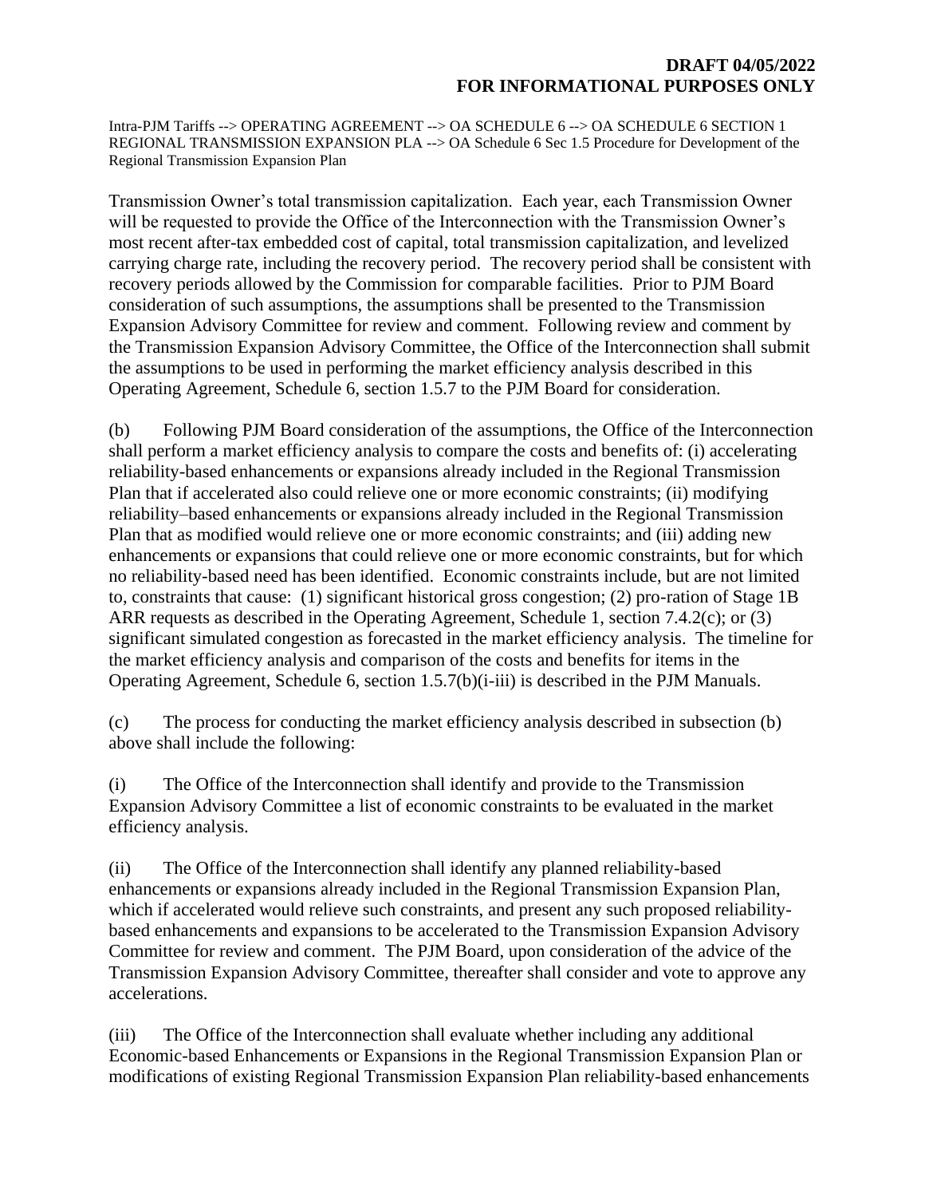Transmission Owner's total transmission capitalization. Each year, each Transmission Owner will be requested to provide the Office of the Interconnection with the Transmission Owner's most recent after-tax embedded cost of capital, total transmission capitalization, and levelized carrying charge rate, including the recovery period. The recovery period shall be consistent with recovery periods allowed by the Commission for comparable facilities. Prior to PJM Board consideration of such assumptions, the assumptions shall be presented to the Transmission Expansion Advisory Committee for review and comment. Following review and comment by the Transmission Expansion Advisory Committee, the Office of the Interconnection shall submit the assumptions to be used in performing the market efficiency analysis described in this Operating Agreement, Schedule 6, section 1.5.7 to the PJM Board for consideration.

(b) Following PJM Board consideration of the assumptions, the Office of the Interconnection shall perform a market efficiency analysis to compare the costs and benefits of: (i) accelerating reliability-based enhancements or expansions already included in the Regional Transmission Plan that if accelerated also could relieve one or more economic constraints; (ii) modifying reliability–based enhancements or expansions already included in the Regional Transmission Plan that as modified would relieve one or more economic constraints; and (iii) adding new enhancements or expansions that could relieve one or more economic constraints, but for which no reliability-based need has been identified. Economic constraints include, but are not limited to, constraints that cause: (1) significant historical gross congestion; (2) pro-ration of Stage 1B ARR requests as described in the Operating Agreement, Schedule 1, section 7.4.2(c); or (3) significant simulated congestion as forecasted in the market efficiency analysis. The timeline for the market efficiency analysis and comparison of the costs and benefits for items in the Operating Agreement, Schedule 6, section 1.5.7(b)(i-iii) is described in the PJM Manuals.

(c) The process for conducting the market efficiency analysis described in subsection (b) above shall include the following:

(i) The Office of the Interconnection shall identify and provide to the Transmission Expansion Advisory Committee a list of economic constraints to be evaluated in the market efficiency analysis.

(ii) The Office of the Interconnection shall identify any planned reliability-based enhancements or expansions already included in the Regional Transmission Expansion Plan, which if accelerated would relieve such constraints, and present any such proposed reliability-based enhancements and expansions to be accelerated to the Transmission Expansion Advisory Committee for review and comment. The PJM Board, upon consideration of the advice of the Transmission Expansion Advisory Committee, thereafter shall consider and vote to approve any accelerations.

(iii) The Office of the Interconnection shall evaluate whether including any additional Economic-based Enhancements or Expansions in the Regional Transmission Expansion Plan or modifications of existing Regional Transmission Expansion Plan reliability-based enhancements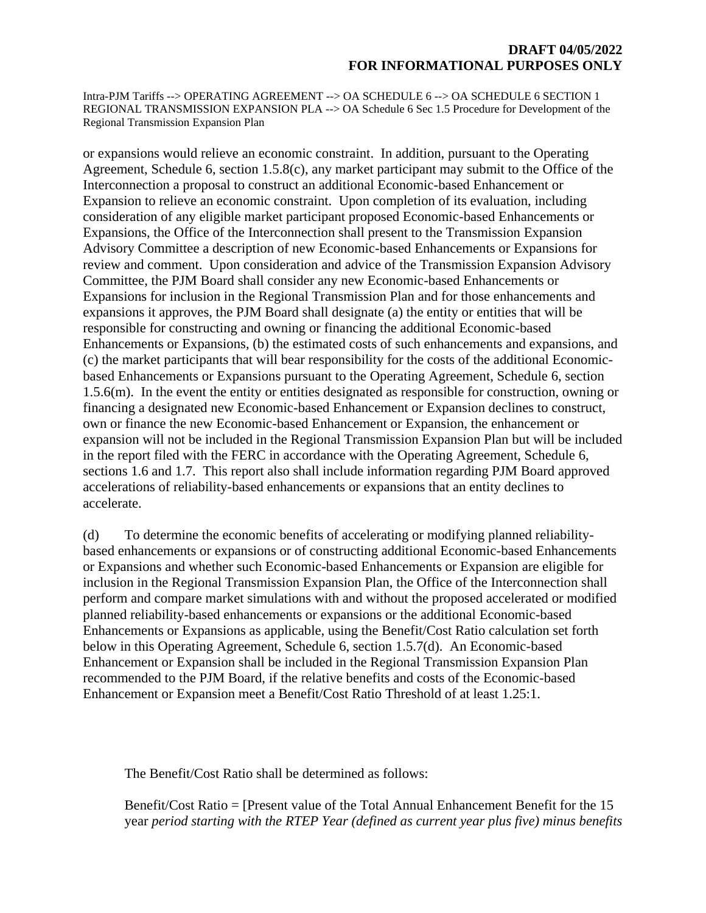or expansions would relieve an economic constraint. In addition, pursuant to the Operating Agreement, Schedule 6, section 1.5.8(c), any market participant may submit to the Office of the Interconnection a proposal to construct an additional Economic-based Enhancement or Expansion to relieve an economic constraint. Upon completion of its evaluation, including consideration of any eligible market participant proposed Economic-based Enhancements or Expansions, the Office of the Interconnection shall present to the Transmission Expansion Advisory Committee a description of new Economic-based Enhancements or Expansions for review and comment. Upon consideration and advice of the Transmission Expansion Advisory Committee, the PJM Board shall consider any new Economic-based Enhancements or Expansions for inclusion in the Regional Transmission Plan and for those enhancements and expansions it approves, the PJM Board shall designate (a) the entity or entities that will be responsible for constructing and owning or financing the additional Economic-based Enhancements or Expansions, (b) the estimated costs of such enhancements and expansions, and (c) the market participants that will bear responsibility for the costs of the additional Economic-based Enhancements or Expansions pursuant to the Operating Agreement, Schedule 6, section 1.5.6(m). In the event the entity or entities designated as responsible for construction, owning or financing a designated new Economic-based Enhancement or Expansion declines to construct, own or finance the new Economic-based Enhancement or Expansion, the enhancement or expansion will not be included in the Regional Transmission Expansion Plan but will be included in the report filed with the FERC in accordance with the Operating Agreement, Schedule 6, sections 1.6 and 1.7. This report also shall include information regarding PJM Board approved accelerations of reliability-based enhancements or expansions that an entity declines to accelerate.

(d) To determine the economic benefits of accelerating or modifying planned reliability-based enhancements or expansions or of constructing additional Economic-based Enhancements or Expansions and whether such Economic-based Enhancements or Expansion are eligible for inclusion in the Regional Transmission Expansion Plan, the Office of the Interconnection shall perform and compare market simulations with and without the proposed accelerated or modified planned reliability-based enhancements or expansions or the additional Economic-based Enhancements or Expansions as applicable, using the Benefit/Cost Ratio calculation set forth below in this Operating Agreement, Schedule 6, section 1.5.7(d). An Economic-based Enhancement or Expansion shall be included in the Regional Transmission Expansion Plan recommended to the PJM Board, if the relative benefits and costs of the Economic-based Enhancement or Expansion meet a Benefit/Cost Ratio Threshold of at least 1.25:1.

The Benefit/Cost Ratio shall be determined as follows:

Benefit/Cost Ratio = [Present value of the Total Annual Enhancement Benefit for the 15 year *period starting with the RTEP Year (defined as current year plus five) minus benefits*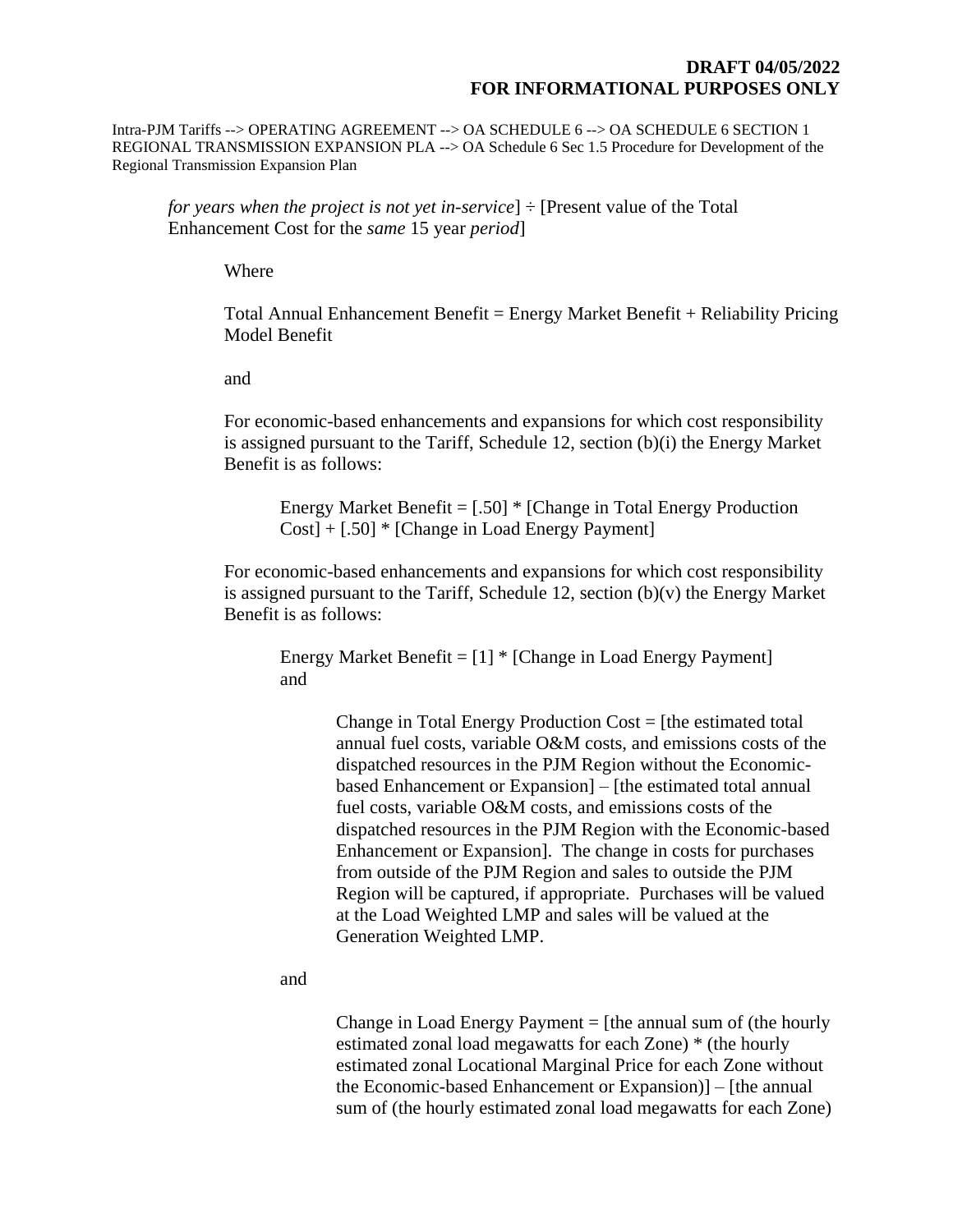*for years when the project is not yet in-service*] ÷ [Present value of the Total Enhancement Cost for the *same* 15 year *period*]

Where

Total Annual Enhancement Benefit = Energy Market Benefit + Reliability Pricing Model Benefit

and

For economic-based enhancements and expansions for which cost responsibility is assigned pursuant to the Tariff, Schedule 12, section (b)(i) the Energy Market Benefit is as follows:

Energy Market Benefit = [.50] * [Change in Total Energy Production Cost] + [.50] * [Change in Load Energy Payment]

For economic-based enhancements and expansions for which cost responsibility is assigned pursuant to the Tariff, Schedule 12, section (b)(v) the Energy Market Benefit is as follows:

Energy Market Benefit = [1] * [Change in Load Energy Payment]
and

Change in Total Energy Production Cost = [the estimated total annual fuel costs, variable O&M costs, and emissions costs of the dispatched resources in the PJM Region without the Economic-based Enhancement or Expansion] – [the estimated total annual fuel costs, variable O&M costs, and emissions costs of the dispatched resources in the PJM Region with the Economic-based Enhancement or Expansion]. The change in costs for purchases from outside of the PJM Region and sales to outside the PJM Region will be captured, if appropriate. Purchases will be valued at the Load Weighted LMP and sales will be valued at the Generation Weighted LMP.

and

Change in Load Energy Payment = [the annual sum of (the hourly estimated zonal load megawatts for each Zone) * (the hourly estimated zonal Locational Marginal Price for each Zone without the Economic-based Enhancement or Expansion)] – [the annual sum of (the hourly estimated zonal load megawatts for each Zone)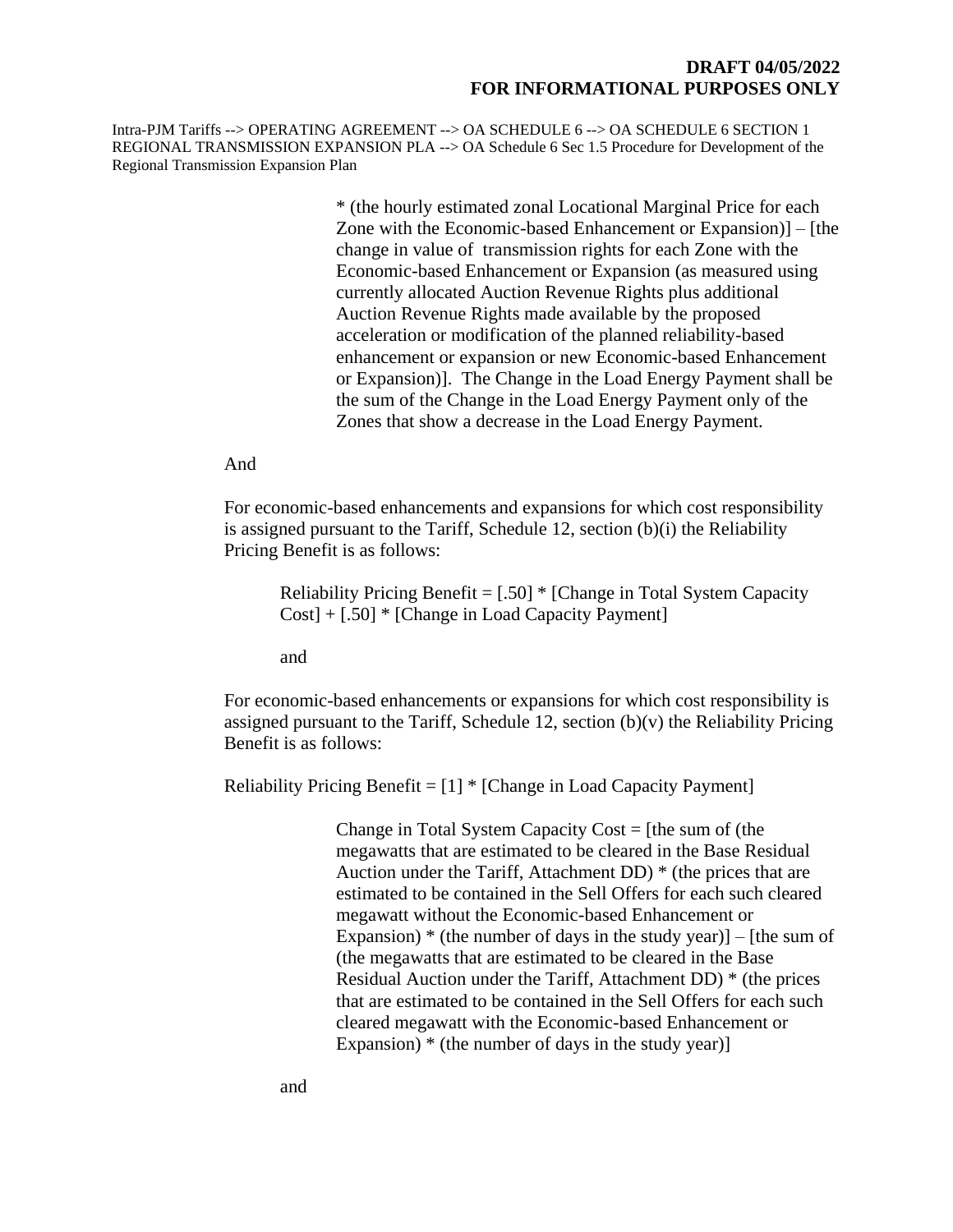\* (the hourly estimated zonal Locational Marginal Price for each Zone with the Economic-based Enhancement or Expansion)] – [the change in value of transmission rights for each Zone with the Economic-based Enhancement or Expansion (as measured using currently allocated Auction Revenue Rights plus additional Auction Revenue Rights made available by the proposed acceleration or modification of the planned reliability-based enhancement or expansion or new Economic-based Enhancement or Expansion)]. The Change in the Load Energy Payment shall be the sum of the Change in the Load Energy Payment only of the Zones that show a decrease in the Load Energy Payment.

And

For economic-based enhancements and expansions for which cost responsibility is assigned pursuant to the Tariff, Schedule 12, section (b)(i) the Reliability Pricing Benefit is as follows:

Reliability Pricing Benefit = [.50] * [Change in Total System Capacity Cost] + [.50] * [Change in Load Capacity Payment]

and

For economic-based enhancements or expansions for which cost responsibility is assigned pursuant to the Tariff, Schedule 12, section (b)(v) the Reliability Pricing Benefit is as follows:

Reliability Pricing Benefit = [1] * [Change in Load Capacity Payment]

Change in Total System Capacity Cost = [the sum of (the megawatts that are estimated to be cleared in the Base Residual Auction under the Tariff, Attachment DD) * (the prices that are estimated to be contained in the Sell Offers for each such cleared megawatt without the Economic-based Enhancement or Expansion) * (the number of days in the study year)] – [the sum of (the megawatts that are estimated to be cleared in the Base Residual Auction under the Tariff, Attachment DD) * (the prices that are estimated to be contained in the Sell Offers for each such cleared megawatt with the Economic-based Enhancement or Expansion) * (the number of days in the study year)]

and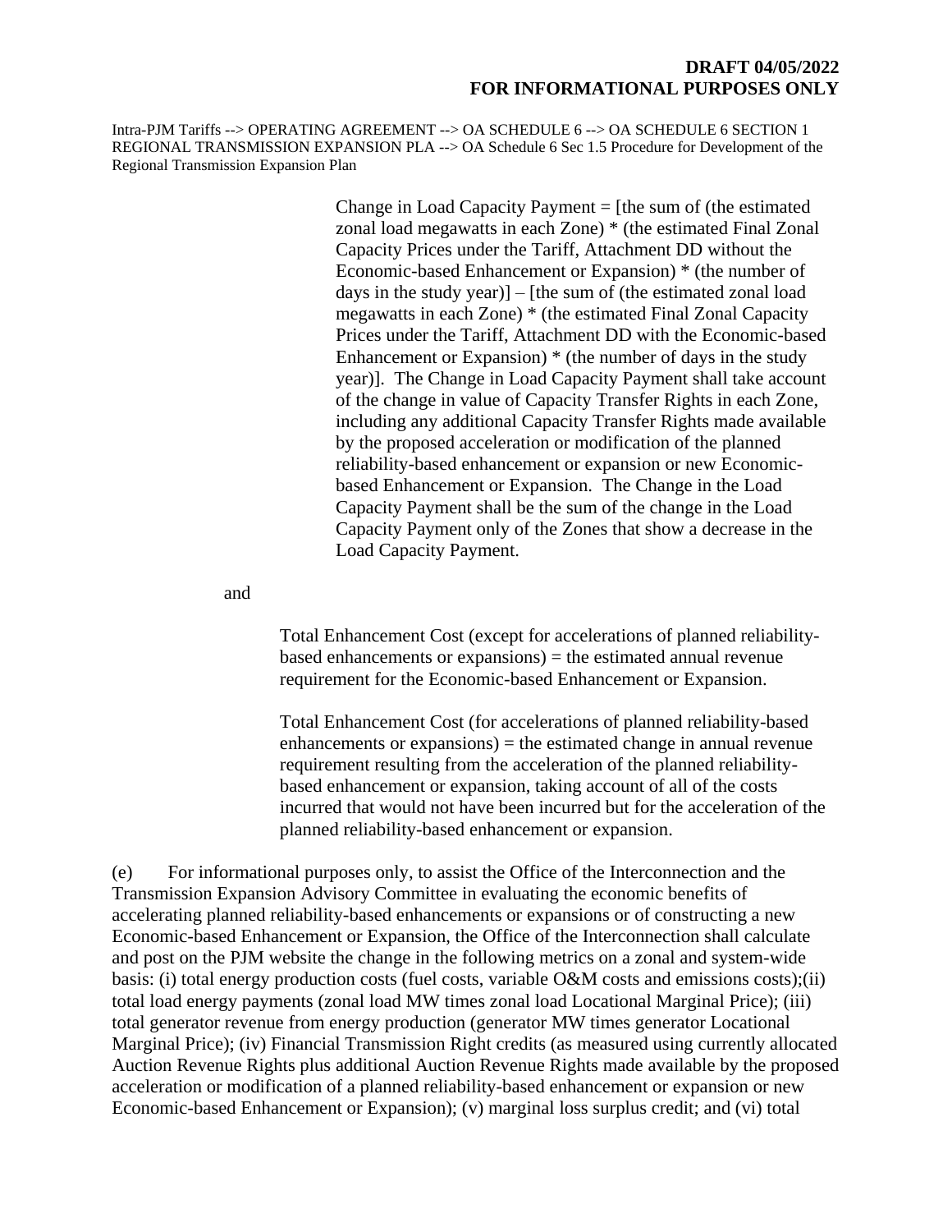Change in Load Capacity Payment = [the sum of (the estimated zonal load megawatts in each Zone) * (the estimated Final Zonal Capacity Prices under the Tariff, Attachment DD without the Economic-based Enhancement or Expansion) * (the number of days in the study year)] – [the sum of (the estimated zonal load megawatts in each Zone) * (the estimated Final Zonal Capacity Prices under the Tariff, Attachment DD with the Economic-based Enhancement or Expansion) * (the number of days in the study year)]. The Change in Load Capacity Payment shall take account of the change in value of Capacity Transfer Rights in each Zone, including any additional Capacity Transfer Rights made available by the proposed acceleration or modification of the planned reliability-based enhancement or expansion or new Economic-based Enhancement or Expansion. The Change in the Load Capacity Payment shall be the sum of the change in the Load Capacity Payment only of the Zones that show a decrease in the Load Capacity Payment.

and

Total Enhancement Cost (except for accelerations of planned reliability-based enhancements or expansions) = the estimated annual revenue requirement for the Economic-based Enhancement or Expansion.

Total Enhancement Cost (for accelerations of planned reliability-based enhancements or expansions) = the estimated change in annual revenue requirement resulting from the acceleration of the planned reliability-based enhancement or expansion, taking account of all of the costs incurred that would not have been incurred but for the acceleration of the planned reliability-based enhancement or expansion.

(e) For informational purposes only, to assist the Office of the Interconnection and the Transmission Expansion Advisory Committee in evaluating the economic benefits of accelerating planned reliability-based enhancements or expansions or of constructing a new Economic-based Enhancement or Expansion, the Office of the Interconnection shall calculate and post on the PJM website the change in the following metrics on a zonal and system-wide basis: (i) total energy production costs (fuel costs, variable O&M costs and emissions costs);(ii) total load energy payments (zonal load MW times zonal load Locational Marginal Price); (iii) total generator revenue from energy production (generator MW times generator Locational Marginal Price); (iv) Financial Transmission Right credits (as measured using currently allocated Auction Revenue Rights plus additional Auction Revenue Rights made available by the proposed acceleration or modification of a planned reliability-based enhancement or expansion or new Economic-based Enhancement or Expansion); (v) marginal loss surplus credit; and (vi) total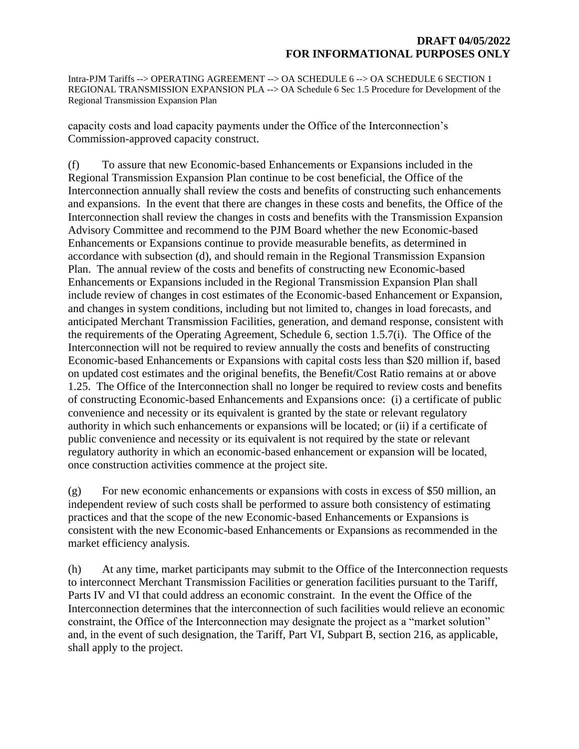capacity costs and load capacity payments under the Office of the Interconnection's Commission-approved capacity construct.

(f) To assure that new Economic-based Enhancements or Expansions included in the Regional Transmission Expansion Plan continue to be cost beneficial, the Office of the Interconnection annually shall review the costs and benefits of constructing such enhancements and expansions. In the event that there are changes in these costs and benefits, the Office of the Interconnection shall review the changes in costs and benefits with the Transmission Expansion Advisory Committee and recommend to the PJM Board whether the new Economic-based Enhancements or Expansions continue to provide measurable benefits, as determined in accordance with subsection (d), and should remain in the Regional Transmission Expansion Plan. The annual review of the costs and benefits of constructing new Economic-based Enhancements or Expansions included in the Regional Transmission Expansion Plan shall include review of changes in cost estimates of the Economic-based Enhancement or Expansion, and changes in system conditions, including but not limited to, changes in load forecasts, and anticipated Merchant Transmission Facilities, generation, and demand response, consistent with the requirements of the Operating Agreement, Schedule 6, section 1.5.7(i). The Office of the Interconnection will not be required to review annually the costs and benefits of constructing Economic-based Enhancements or Expansions with capital costs less than $20 million if, based on updated cost estimates and the original benefits, the Benefit/Cost Ratio remains at or above 1.25. The Office of the Interconnection shall no longer be required to review costs and benefits of constructing Economic-based Enhancements and Expansions once: (i) a certificate of public convenience and necessity or its equivalent is granted by the state or relevant regulatory authority in which such enhancements or expansions will be located; or (ii) if a certificate of public convenience and necessity or its equivalent is not required by the state or relevant regulatory authority in which an economic-based enhancement or expansion will be located, once construction activities commence at the project site.

(g) For new economic enhancements or expansions with costs in excess of $50 million, an independent review of such costs shall be performed to assure both consistency of estimating practices and that the scope of the new Economic-based Enhancements or Expansions is consistent with the new Economic-based Enhancements or Expansions as recommended in the market efficiency analysis.

(h) At any time, market participants may submit to the Office of the Interconnection requests to interconnect Merchant Transmission Facilities or generation facilities pursuant to the Tariff, Parts IV and VI that could address an economic constraint. In the event the Office of the Interconnection determines that the interconnection of such facilities would relieve an economic constraint, the Office of the Interconnection may designate the project as a "market solution" and, in the event of such designation, the Tariff, Part VI, Subpart B, section 216, as applicable, shall apply to the project.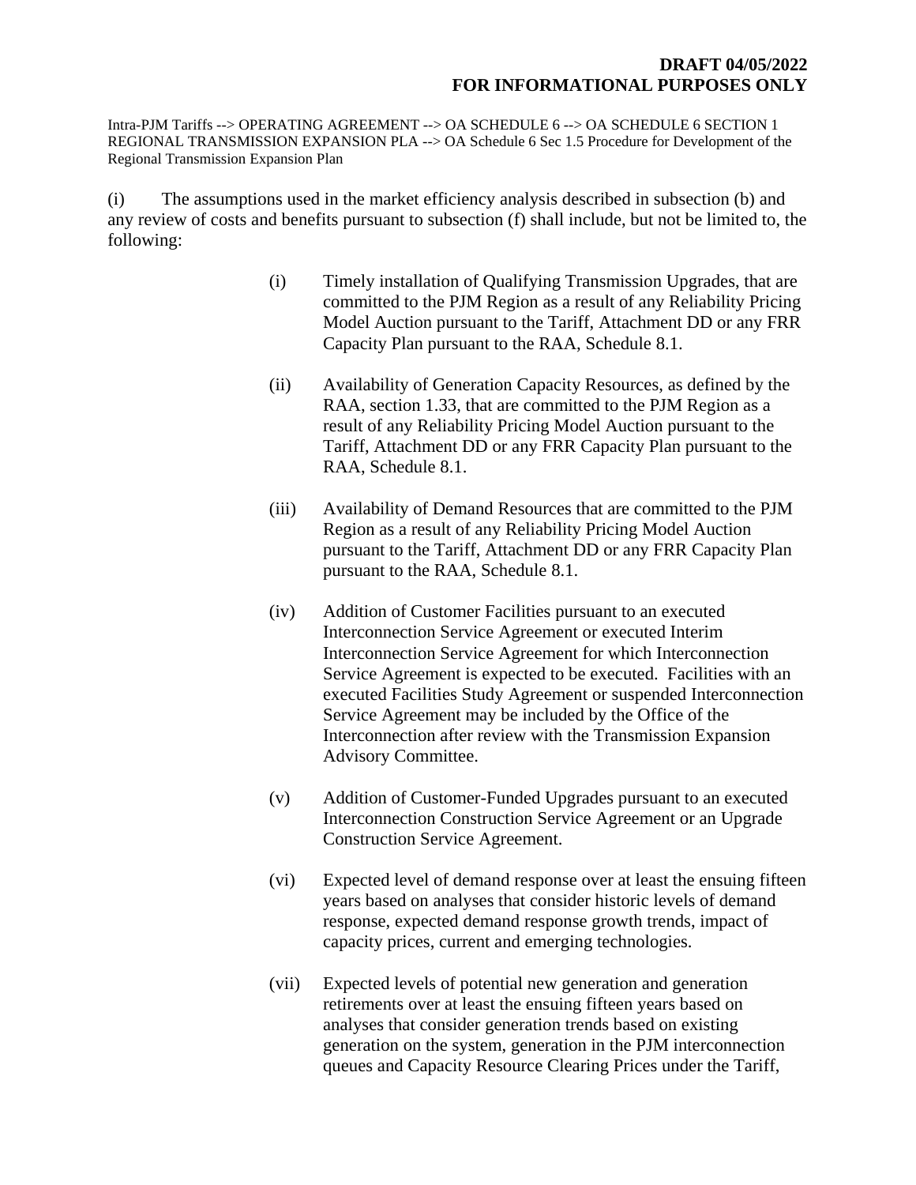**DRAFT 04/05/2022**
**FOR INFORMATIONAL PURPOSES ONLY**

Intra-PJM Tariffs --> OPERATING AGREEMENT --> OA SCHEDULE 6 --> OA SCHEDULE 6 SECTION 1 REGIONAL TRANSMISSION EXPANSION PLA --> OA Schedule 6 Sec 1.5 Procedure for Development of the Regional Transmission Expansion Plan

(i) The assumptions used in the market efficiency analysis described in subsection (b) and any review of costs and benefits pursuant to subsection (f) shall include, but not be limited to, the following:

> (i) Timely installation of Qualifying Transmission Upgrades, that are committed to the PJM Region as a result of any Reliability Pricing Model Auction pursuant to the Tariff, Attachment DD or any FRR Capacity Plan pursuant to the RAA, Schedule 8.1.
>
> (ii) Availability of Generation Capacity Resources, as defined by the RAA, section 1.33, that are committed to the PJM Region as a result of any Reliability Pricing Model Auction pursuant to the Tariff, Attachment DD or any FRR Capacity Plan pursuant to the RAA, Schedule 8.1.
>
> (iii) Availability of Demand Resources that are committed to the PJM Region as a result of any Reliability Pricing Model Auction pursuant to the Tariff, Attachment DD or any FRR Capacity Plan pursuant to the RAA, Schedule 8.1.
>
> (iv) Addition of Customer Facilities pursuant to an executed Interconnection Service Agreement or executed Interim Interconnection Service Agreement for which Interconnection Service Agreement is expected to be executed. Facilities with an executed Facilities Study Agreement or suspended Interconnection Service Agreement may be included by the Office of the Interconnection after review with the Transmission Expansion Advisory Committee.
>
> (v) Addition of Customer-Funded Upgrades pursuant to an executed Interconnection Construction Service Agreement or an Upgrade Construction Service Agreement.
>
> (vi) Expected level of demand response over at least the ensuing fifteen years based on analyses that consider historic levels of demand response, expected demand response growth trends, impact of capacity prices, current and emerging technologies.
>
> (vii) Expected levels of potential new generation and generation retirements over at least the ensuing fifteen years based on analyses that consider generation trends based on existing generation on the system, generation in the PJM interconnection queues and Capacity Resource Clearing Prices under the Tariff,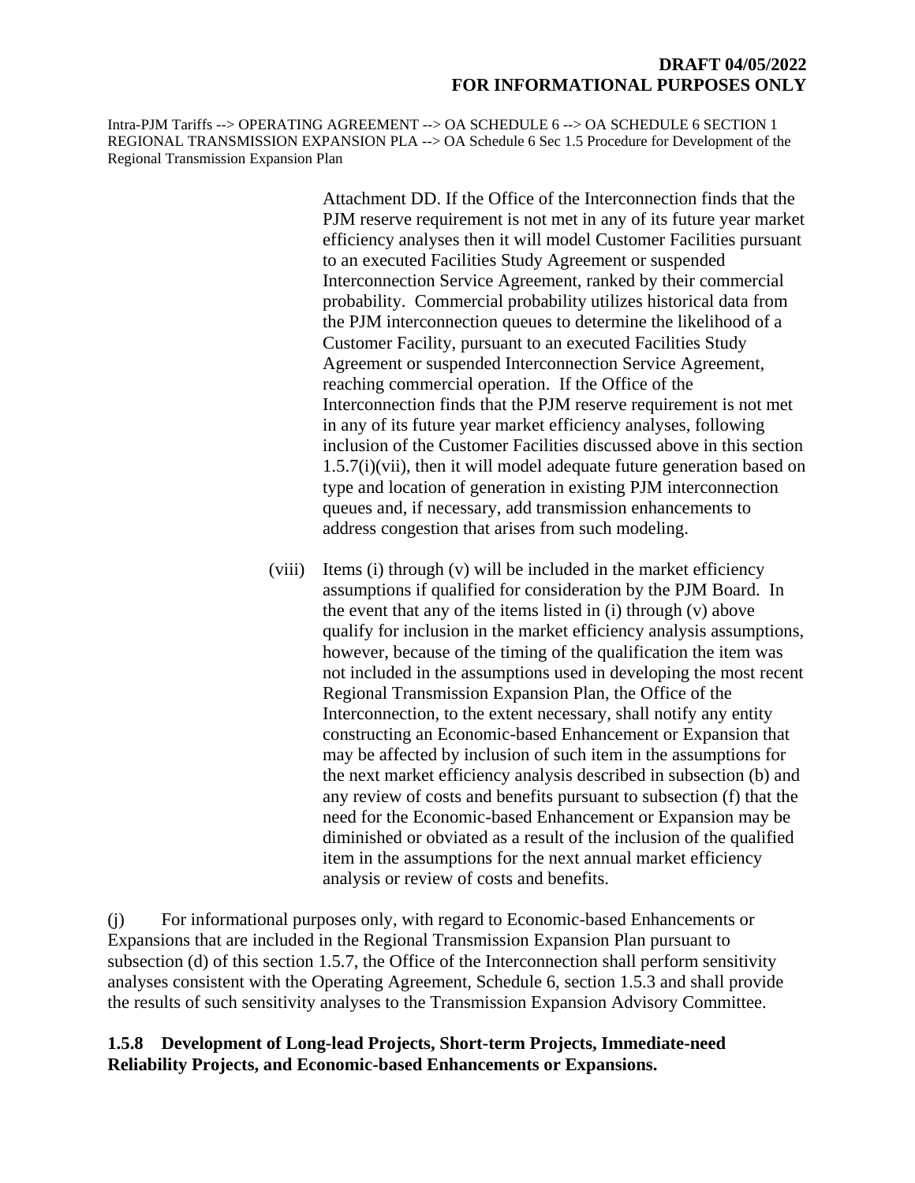Attachment DD. If the Office of the Interconnection finds that the PJM reserve requirement is not met in any of its future year market efficiency analyses then it will model Customer Facilities pursuant to an executed Facilities Study Agreement or suspended Interconnection Service Agreement, ranked by their commercial probability. Commercial probability utilizes historical data from the PJM interconnection queues to determine the likelihood of a Customer Facility, pursuant to an executed Facilities Study Agreement or suspended Interconnection Service Agreement, reaching commercial operation. If the Office of the Interconnection finds that the PJM reserve requirement is not met in any of its future year market efficiency analyses, following inclusion of the Customer Facilities discussed above in this section 1.5.7(i)(vii), then it will model adequate future generation based on type and location of generation in existing PJM interconnection queues and, if necessary, add transmission enhancements to address congestion that arises from such modeling.

(viii) Items (i) through (v) will be included in the market efficiency assumptions if qualified for consideration by the PJM Board. In the event that any of the items listed in (i) through (v) above qualify for inclusion in the market efficiency analysis assumptions, however, because of the timing of the qualification the item was not included in the assumptions used in developing the most recent Regional Transmission Expansion Plan, the Office of the Interconnection, to the extent necessary, shall notify any entity constructing an Economic-based Enhancement or Expansion that may be affected by inclusion of such item in the assumptions for the next market efficiency analysis described in subsection (b) and any review of costs and benefits pursuant to subsection (f) that the need for the Economic-based Enhancement or Expansion may be diminished or obviated as a result of the inclusion of the qualified item in the assumptions for the next annual market efficiency analysis or review of costs and benefits.

(j) For informational purposes only, with regard to Economic-based Enhancements or Expansions that are included in the Regional Transmission Expansion Plan pursuant to subsection (d) of this section 1.5.7, the Office of the Interconnection shall perform sensitivity analyses consistent with the Operating Agreement, Schedule 6, section 1.5.3 and shall provide the results of such sensitivity analyses to the Transmission Expansion Advisory Committee.

**1.5.8 Development of Long-lead Projects, Short-term Projects, Immediate-need Reliability Projects, and Economic-based Enhancements or Expansions.**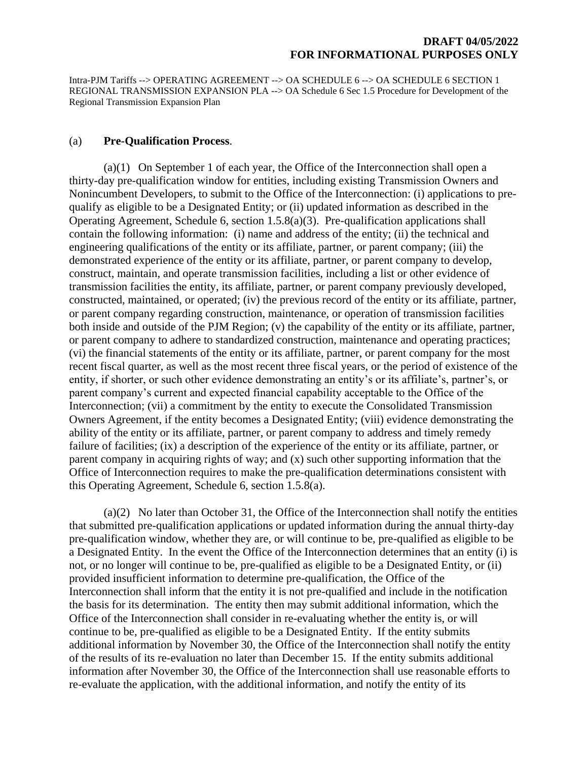Intra-PJM Tariffs --> OPERATING AGREEMENT --> OA SCHEDULE 6 --> OA SCHEDULE 6 SECTION 1 REGIONAL TRANSMISSION EXPANSION PLA --> OA Schedule 6 Sec 1.5 Procedure for Development of the Regional Transmission Expansion Plan

(a) **Pre-Qualification Process**.

(a)(1) On September 1 of each year, the Office of the Interconnection shall open a thirty-day pre-qualification window for entities, including existing Transmission Owners and Nonincumbent Developers, to submit to the Office of the Interconnection: (i) applications to pre-qualify as eligible to be a Designated Entity; or (ii) updated information as described in the Operating Agreement, Schedule 6, section 1.5.8(a)(3). Pre-qualification applications shall contain the following information: (i) name and address of the entity; (ii) the technical and engineering qualifications of the entity or its affiliate, partner, or parent company; (iii) the demonstrated experience of the entity or its affiliate, partner, or parent company to develop, construct, maintain, and operate transmission facilities, including a list or other evidence of transmission facilities the entity, its affiliate, partner, or parent company previously developed, constructed, maintained, or operated; (iv) the previous record of the entity or its affiliate, partner, or parent company regarding construction, maintenance, or operation of transmission facilities both inside and outside of the PJM Region; (v) the capability of the entity or its affiliate, partner, or parent company to adhere to standardized construction, maintenance and operating practices; (vi) the financial statements of the entity or its affiliate, partner, or parent company for the most recent fiscal quarter, as well as the most recent three fiscal years, or the period of existence of the entity, if shorter, or such other evidence demonstrating an entity's or its affiliate's, partner's, or parent company's current and expected financial capability acceptable to the Office of the Interconnection; (vii) a commitment by the entity to execute the Consolidated Transmission Owners Agreement, if the entity becomes a Designated Entity; (viii) evidence demonstrating the ability of the entity or its affiliate, partner, or parent company to address and timely remedy failure of facilities; (ix) a description of the experience of the entity or its affiliate, partner, or parent company in acquiring rights of way; and (x) such other supporting information that the Office of Interconnection requires to make the pre-qualification determinations consistent with this Operating Agreement, Schedule 6, section 1.5.8(a).

(a)(2) No later than October 31, the Office of the Interconnection shall notify the entities that submitted pre-qualification applications or updated information during the annual thirty-day pre-qualification window, whether they are, or will continue to be, pre-qualified as eligible to be a Designated Entity. In the event the Office of the Interconnection determines that an entity (i) is not, or no longer will continue to be, pre-qualified as eligible to be a Designated Entity, or (ii) provided insufficient information to determine pre-qualification, the Office of the Interconnection shall inform that the entity it is not pre-qualified and include in the notification the basis for its determination. The entity then may submit additional information, which the Office of the Interconnection shall consider in re-evaluating whether the entity is, or will continue to be, pre-qualified as eligible to be a Designated Entity. If the entity submits additional information by November 30, the Office of the Interconnection shall notify the entity of the results of its re-evaluation no later than December 15. If the entity submits additional information after November 30, the Office of the Interconnection shall use reasonable efforts to re-evaluate the application, with the additional information, and notify the entity of its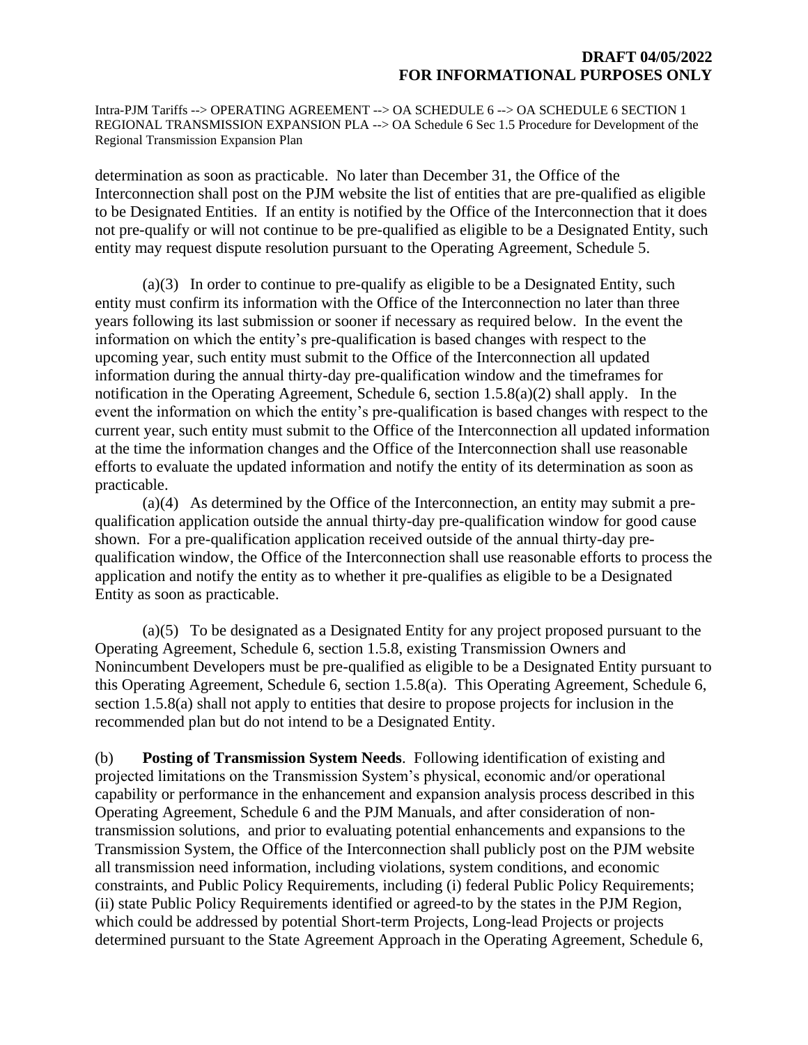determination as soon as practicable. No later than December 31, the Office of the Interconnection shall post on the PJM website the list of entities that are pre-qualified as eligible to be Designated Entities. If an entity is notified by the Office of the Interconnection that it does not pre-qualify or will not continue to be pre-qualified as eligible to be a Designated Entity, such entity may request dispute resolution pursuant to the Operating Agreement, Schedule 5.

(a)(3) In order to continue to pre-qualify as eligible to be a Designated Entity, such entity must confirm its information with the Office of the Interconnection no later than three years following its last submission or sooner if necessary as required below. In the event the information on which the entity's pre-qualification is based changes with respect to the upcoming year, such entity must submit to the Office of the Interconnection all updated information during the annual thirty-day pre-qualification window and the timeframes for notification in the Operating Agreement, Schedule 6, section 1.5.8(a)(2) shall apply. In the event the information on which the entity's pre-qualification is based changes with respect to the current year, such entity must submit to the Office of the Interconnection all updated information at the time the information changes and the Office of the Interconnection shall use reasonable efforts to evaluate the updated information and notify the entity of its determination as soon as practicable.

(a)(4) As determined by the Office of the Interconnection, an entity may submit a pre-qualification application outside the annual thirty-day pre-qualification window for good cause shown. For a pre-qualification application received outside of the annual thirty-day pre-qualification window, the Office of the Interconnection shall use reasonable efforts to process the application and notify the entity as to whether it pre-qualifies as eligible to be a Designated Entity as soon as practicable.

(a)(5) To be designated as a Designated Entity for any project proposed pursuant to the Operating Agreement, Schedule 6, section 1.5.8, existing Transmission Owners and Nonincumbent Developers must be pre-qualified as eligible to be a Designated Entity pursuant to this Operating Agreement, Schedule 6, section 1.5.8(a). This Operating Agreement, Schedule 6, section 1.5.8(a) shall not apply to entities that desire to propose projects for inclusion in the recommended plan but do not intend to be a Designated Entity.

(b) **Posting of Transmission System Needs**. Following identification of existing and projected limitations on the Transmission System's physical, economic and/or operational capability or performance in the enhancement and expansion analysis process described in this Operating Agreement, Schedule 6 and the PJM Manuals, and after consideration of non-transmission solutions, and prior to evaluating potential enhancements and expansions to the Transmission System, the Office of the Interconnection shall publicly post on the PJM website all transmission need information, including violations, system conditions, and economic constraints, and Public Policy Requirements, including (i) federal Public Policy Requirements; (ii) state Public Policy Requirements identified or agreed-to by the states in the PJM Region, which could be addressed by potential Short-term Projects, Long-lead Projects or projects determined pursuant to the State Agreement Approach in the Operating Agreement, Schedule 6,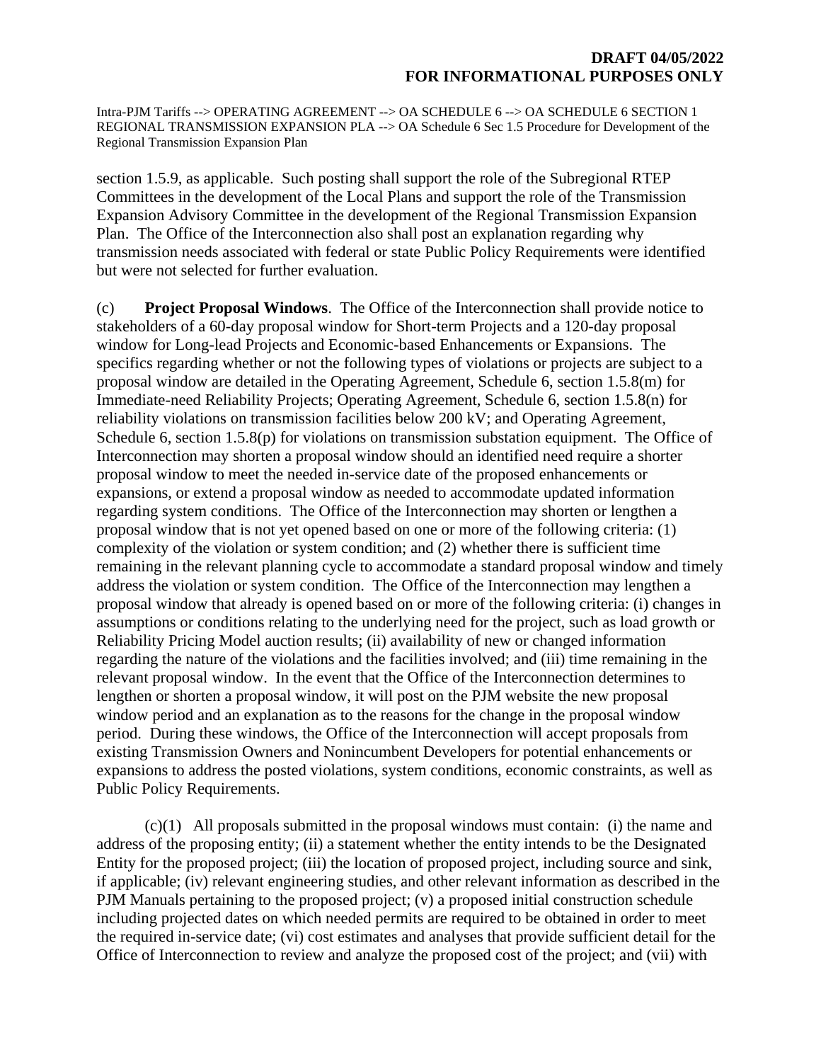section 1.5.9, as applicable. Such posting shall support the role of the Subregional RTEP Committees in the development of the Local Plans and support the role of the Transmission Expansion Advisory Committee in the development of the Regional Transmission Expansion Plan. The Office of the Interconnection also shall post an explanation regarding why transmission needs associated with federal or state Public Policy Requirements were identified but were not selected for further evaluation.

(c) **Project Proposal Windows**. The Office of the Interconnection shall provide notice to stakeholders of a 60-day proposal window for Short-term Projects and a 120-day proposal window for Long-lead Projects and Economic-based Enhancements or Expansions. The specifics regarding whether or not the following types of violations or projects are subject to a proposal window are detailed in the Operating Agreement, Schedule 6, section 1.5.8(m) for Immediate-need Reliability Projects; Operating Agreement, Schedule 6, section 1.5.8(n) for reliability violations on transmission facilities below 200 kV; and Operating Agreement, Schedule 6, section 1.5.8(p) for violations on transmission substation equipment. The Office of Interconnection may shorten a proposal window should an identified need require a shorter proposal window to meet the needed in-service date of the proposed enhancements or expansions, or extend a proposal window as needed to accommodate updated information regarding system conditions. The Office of the Interconnection may shorten or lengthen a proposal window that is not yet opened based on one or more of the following criteria: (1) complexity of the violation or system condition; and (2) whether there is sufficient time remaining in the relevant planning cycle to accommodate a standard proposal window and timely address the violation or system condition. The Office of the Interconnection may lengthen a proposal window that already is opened based on or more of the following criteria: (i) changes in assumptions or conditions relating to the underlying need for the project, such as load growth or Reliability Pricing Model auction results; (ii) availability of new or changed information regarding the nature of the violations and the facilities involved; and (iii) time remaining in the relevant proposal window. In the event that the Office of the Interconnection determines to lengthen or shorten a proposal window, it will post on the PJM website the new proposal window period and an explanation as to the reasons for the change in the proposal window period. During these windows, the Office of the Interconnection will accept proposals from existing Transmission Owners and Nonincumbent Developers for potential enhancements or expansions to address the posted violations, system conditions, economic constraints, as well as Public Policy Requirements.

(c)(1) All proposals submitted in the proposal windows must contain: (i) the name and address of the proposing entity; (ii) a statement whether the entity intends to be the Designated Entity for the proposed project; (iii) the location of proposed project, including source and sink, if applicable; (iv) relevant engineering studies, and other relevant information as described in the PJM Manuals pertaining to the proposed project; (v) a proposed initial construction schedule including projected dates on which needed permits are required to be obtained in order to meet the required in-service date; (vi) cost estimates and analyses that provide sufficient detail for the Office of Interconnection to review and analyze the proposed cost of the project; and (vii) with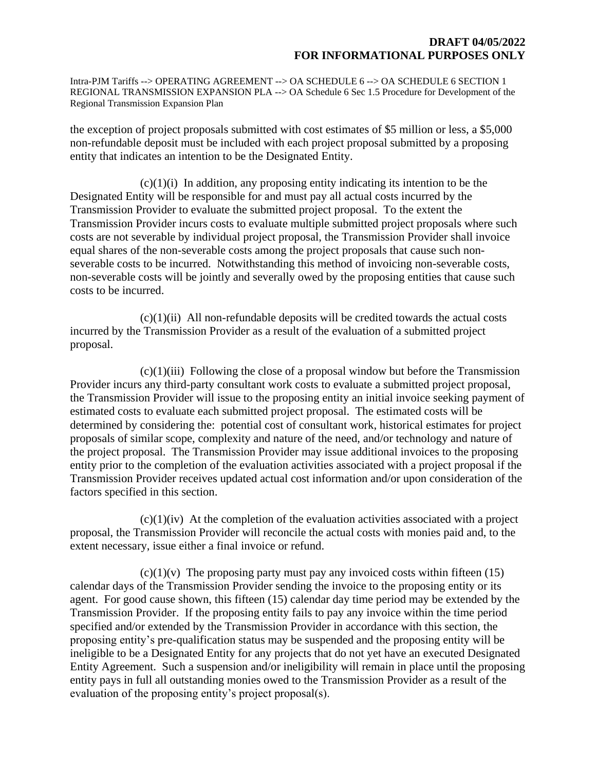the exception of project proposals submitted with cost estimates of $5 million or less, a $5,000 non-refundable deposit must be included with each project proposal submitted by a proposing entity that indicates an intention to be the Designated Entity.

(c)(1)(i) In addition, any proposing entity indicating its intention to be the Designated Entity will be responsible for and must pay all actual costs incurred by the Transmission Provider to evaluate the submitted project proposal. To the extent the Transmission Provider incurs costs to evaluate multiple submitted project proposals where such costs are not severable by individual project proposal, the Transmission Provider shall invoice equal shares of the non-severable costs among the project proposals that cause such non-severable costs to be incurred. Notwithstanding this method of invoicing non-severable costs, non-severable costs will be jointly and severally owed by the proposing entities that cause such costs to be incurred.

(c)(1)(ii) All non-refundable deposits will be credited towards the actual costs incurred by the Transmission Provider as a result of the evaluation of a submitted project proposal.

(c)(1)(iii) Following the close of a proposal window but before the Transmission Provider incurs any third-party consultant work costs to evaluate a submitted project proposal, the Transmission Provider will issue to the proposing entity an initial invoice seeking payment of estimated costs to evaluate each submitted project proposal. The estimated costs will be determined by considering the: potential cost of consultant work, historical estimates for project proposals of similar scope, complexity and nature of the need, and/or technology and nature of the project proposal. The Transmission Provider may issue additional invoices to the proposing entity prior to the completion of the evaluation activities associated with a project proposal if the Transmission Provider receives updated actual cost information and/or upon consideration of the factors specified in this section.

(c)(1)(iv) At the completion of the evaluation activities associated with a project proposal, the Transmission Provider will reconcile the actual costs with monies paid and, to the extent necessary, issue either a final invoice or refund.

(c)(1)(v) The proposing party must pay any invoiced costs within fifteen (15) calendar days of the Transmission Provider sending the invoice to the proposing entity or its agent. For good cause shown, this fifteen (15) calendar day time period may be extended by the Transmission Provider. If the proposing entity fails to pay any invoice within the time period specified and/or extended by the Transmission Provider in accordance with this section, the proposing entity's pre-qualification status may be suspended and the proposing entity will be ineligible to be a Designated Entity for any projects that do not yet have an executed Designated Entity Agreement. Such a suspension and/or ineligibility will remain in place until the proposing entity pays in full all outstanding monies owed to the Transmission Provider as a result of the evaluation of the proposing entity's project proposal(s).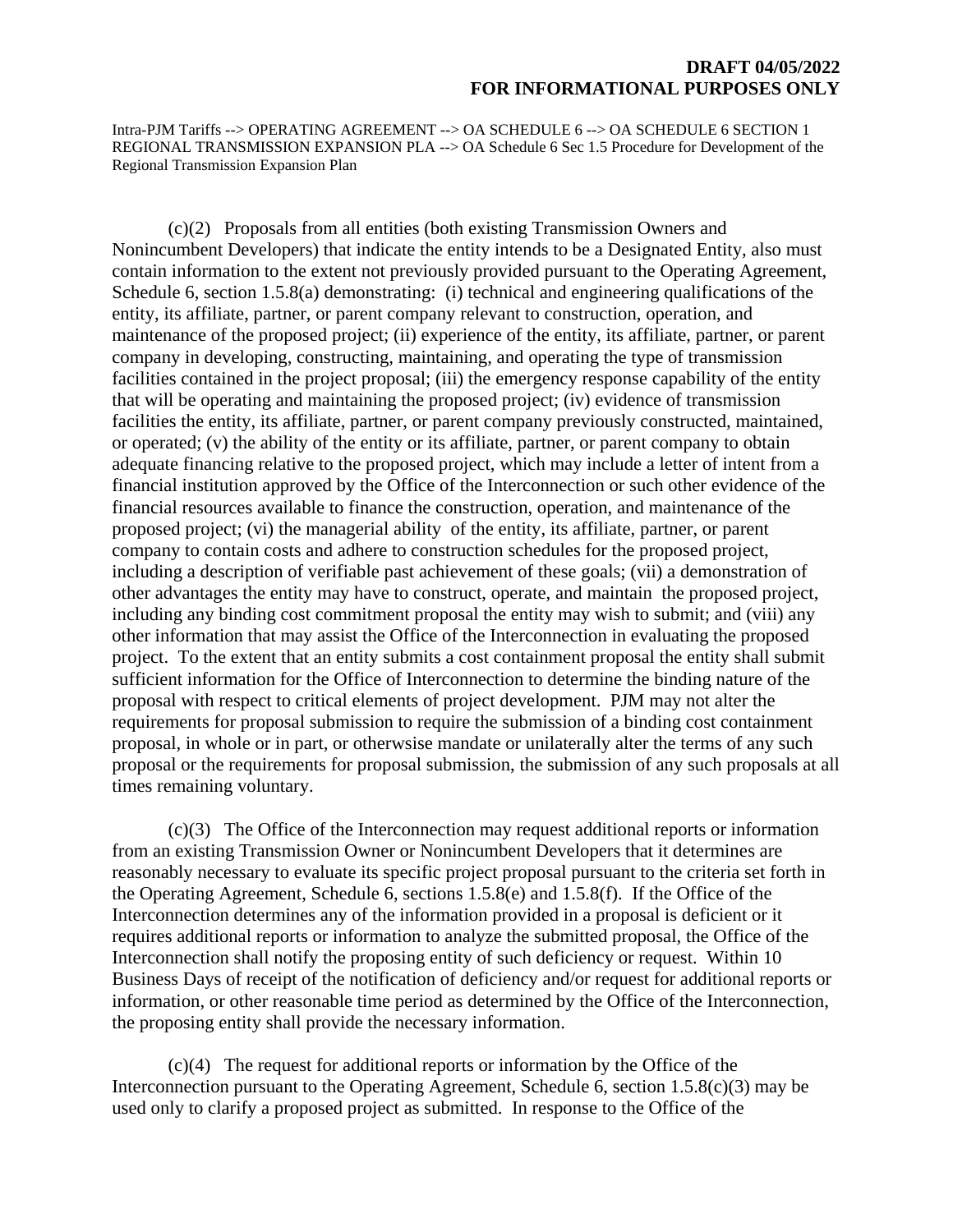(c)(2) Proposals from all entities (both existing Transmission Owners and Nonincumbent Developers) that indicate the entity intends to be a Designated Entity, also must contain information to the extent not previously provided pursuant to the Operating Agreement, Schedule 6, section 1.5.8(a) demonstrating: (i) technical and engineering qualifications of the entity, its affiliate, partner, or parent company relevant to construction, operation, and maintenance of the proposed project; (ii) experience of the entity, its affiliate, partner, or parent company in developing, constructing, maintaining, and operating the type of transmission facilities contained in the project proposal; (iii) the emergency response capability of the entity that will be operating and maintaining the proposed project; (iv) evidence of transmission facilities the entity, its affiliate, partner, or parent company previously constructed, maintained, or operated; (v) the ability of the entity or its affiliate, partner, or parent company to obtain adequate financing relative to the proposed project, which may include a letter of intent from a financial institution approved by the Office of the Interconnection or such other evidence of the financial resources available to finance the construction, operation, and maintenance of the proposed project; (vi) the managerial ability of the entity, its affiliate, partner, or parent company to contain costs and adhere to construction schedules for the proposed project, including a description of verifiable past achievement of these goals; (vii) a demonstration of other advantages the entity may have to construct, operate, and maintain the proposed project, including any binding cost commitment proposal the entity may wish to submit; and (viii) any other information that may assist the Office of the Interconnection in evaluating the proposed project. To the extent that an entity submits a cost containment proposal the entity shall submit sufficient information for the Office of Interconnection to determine the binding nature of the proposal with respect to critical elements of project development. PJM may not alter the requirements for proposal submission to require the submission of a binding cost containment proposal, in whole or in part, or otherwsise mandate or unilaterally alter the terms of any such proposal or the requirements for proposal submission, the submission of any such proposals at all times remaining voluntary.

(c)(3) The Office of the Interconnection may request additional reports or information from an existing Transmission Owner or Nonincumbent Developers that it determines are reasonably necessary to evaluate its specific project proposal pursuant to the criteria set forth in the Operating Agreement, Schedule 6, sections 1.5.8(e) and 1.5.8(f). If the Office of the Interconnection determines any of the information provided in a proposal is deficient or it requires additional reports or information to analyze the submitted proposal, the Office of the Interconnection shall notify the proposing entity of such deficiency or request. Within 10 Business Days of receipt of the notification of deficiency and/or request for additional reports or information, or other reasonable time period as determined by the Office of the Interconnection, the proposing entity shall provide the necessary information.

(c)(4) The request for additional reports or information by the Office of the Interconnection pursuant to the Operating Agreement, Schedule 6, section 1.5.8(c)(3) may be used only to clarify a proposed project as submitted. In response to the Office of the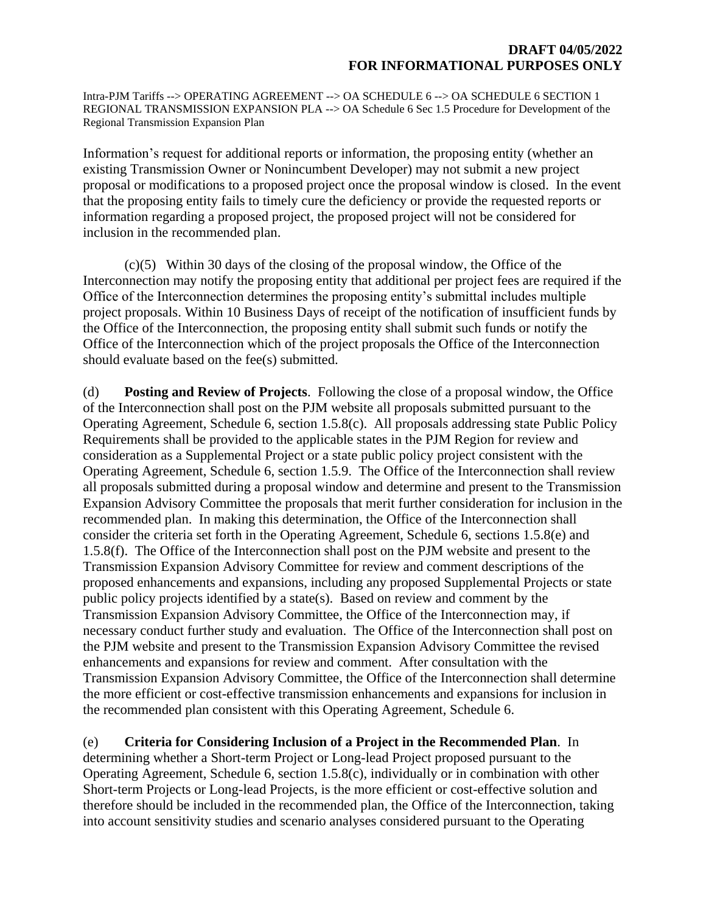Information's request for additional reports or information, the proposing entity (whether an existing Transmission Owner or Nonincumbent Developer) may not submit a new project proposal or modifications to a proposed project once the proposal window is closed. In the event that the proposing entity fails to timely cure the deficiency or provide the requested reports or information regarding a proposed project, the proposed project will not be considered for inclusion in the recommended plan.

(c)(5) Within 30 days of the closing of the proposal window, the Office of the Interconnection may notify the proposing entity that additional per project fees are required if the Office of the Interconnection determines the proposing entity's submittal includes multiple project proposals. Within 10 Business Days of receipt of the notification of insufficient funds by the Office of the Interconnection, the proposing entity shall submit such funds or notify the Office of the Interconnection which of the project proposals the Office of the Interconnection should evaluate based on the fee(s) submitted.

(d) **Posting and Review of Projects**. Following the close of a proposal window, the Office of the Interconnection shall post on the PJM website all proposals submitted pursuant to the Operating Agreement, Schedule 6, section 1.5.8(c). All proposals addressing state Public Policy Requirements shall be provided to the applicable states in the PJM Region for review and consideration as a Supplemental Project or a state public policy project consistent with the Operating Agreement, Schedule 6, section 1.5.9. The Office of the Interconnection shall review all proposals submitted during a proposal window and determine and present to the Transmission Expansion Advisory Committee the proposals that merit further consideration for inclusion in the recommended plan. In making this determination, the Office of the Interconnection shall consider the criteria set forth in the Operating Agreement, Schedule 6, sections 1.5.8(e) and 1.5.8(f). The Office of the Interconnection shall post on the PJM website and present to the Transmission Expansion Advisory Committee for review and comment descriptions of the proposed enhancements and expansions, including any proposed Supplemental Projects or state public policy projects identified by a state(s). Based on review and comment by the Transmission Expansion Advisory Committee, the Office of the Interconnection may, if necessary conduct further study and evaluation. The Office of the Interconnection shall post on the PJM website and present to the Transmission Expansion Advisory Committee the revised enhancements and expansions for review and comment. After consultation with the Transmission Expansion Advisory Committee, the Office of the Interconnection shall determine the more efficient or cost-effective transmission enhancements and expansions for inclusion in the recommended plan consistent with this Operating Agreement, Schedule 6.

(e) **Criteria for Considering Inclusion of a Project in the Recommended Plan**. In determining whether a Short-term Project or Long-lead Project proposed pursuant to the Operating Agreement, Schedule 6, section 1.5.8(c), individually or in combination with other Short-term Projects or Long-lead Projects, is the more efficient or cost-effective solution and therefore should be included in the recommended plan, the Office of the Interconnection, taking into account sensitivity studies and scenario analyses considered pursuant to the Operating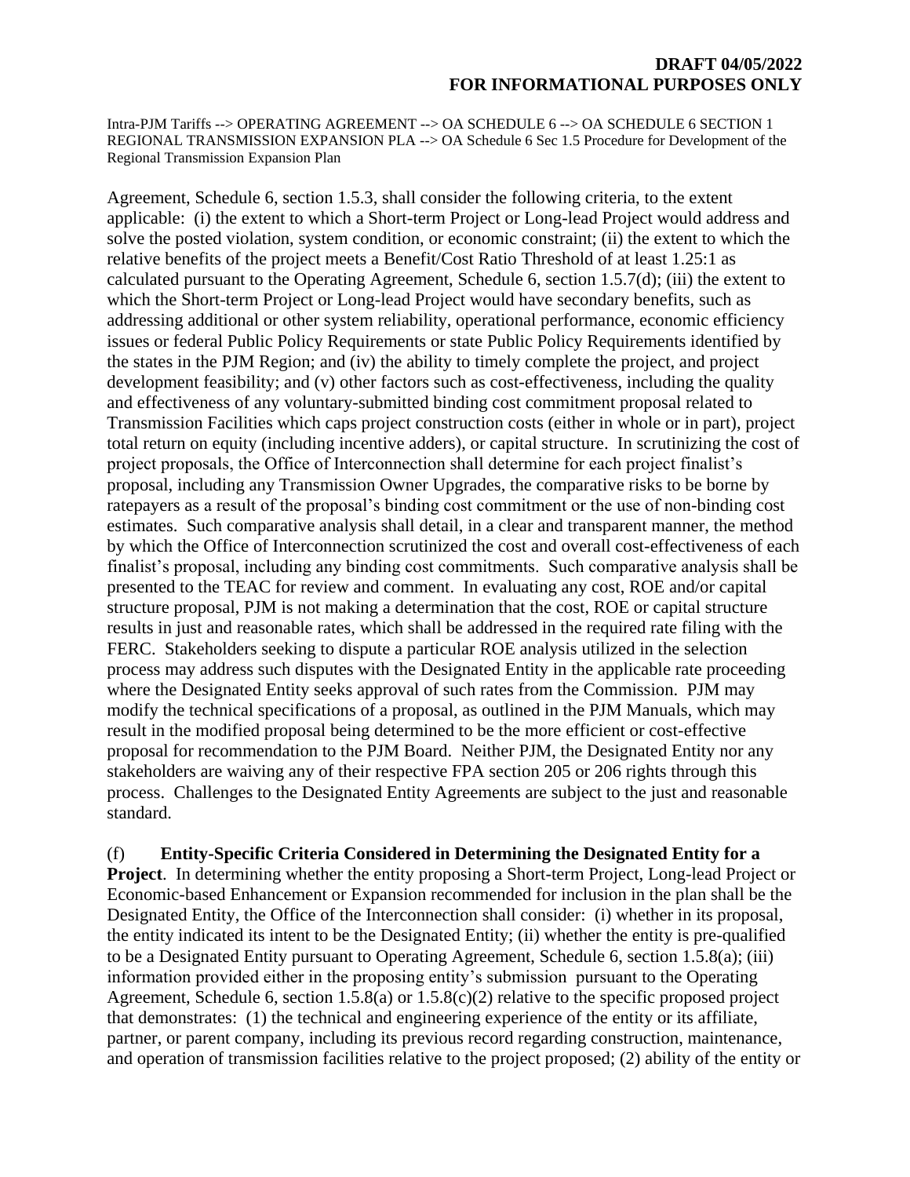Agreement, Schedule 6, section 1.5.3, shall consider the following criteria, to the extent applicable: (i) the extent to which a Short-term Project or Long-lead Project would address and solve the posted violation, system condition, or economic constraint; (ii) the extent to which the relative benefits of the project meets a Benefit/Cost Ratio Threshold of at least 1.25:1 as calculated pursuant to the Operating Agreement, Schedule 6, section 1.5.7(d); (iii) the extent to which the Short-term Project or Long-lead Project would have secondary benefits, such as addressing additional or other system reliability, operational performance, economic efficiency issues or federal Public Policy Requirements or state Public Policy Requirements identified by the states in the PJM Region; and (iv) the ability to timely complete the project, and project development feasibility; and (v) other factors such as cost-effectiveness, including the quality and effectiveness of any voluntary-submitted binding cost commitment proposal related to Transmission Facilities which caps project construction costs (either in whole or in part), project total return on equity (including incentive adders), or capital structure. In scrutinizing the cost of project proposals, the Office of Interconnection shall determine for each project finalist's proposal, including any Transmission Owner Upgrades, the comparative risks to be borne by ratepayers as a result of the proposal's binding cost commitment or the use of non-binding cost estimates. Such comparative analysis shall detail, in a clear and transparent manner, the method by which the Office of Interconnection scrutinized the cost and overall cost-effectiveness of each finalist's proposal, including any binding cost commitments. Such comparative analysis shall be presented to the TEAC for review and comment. In evaluating any cost, ROE and/or capital structure proposal, PJM is not making a determination that the cost, ROE or capital structure results in just and reasonable rates, which shall be addressed in the required rate filing with the FERC. Stakeholders seeking to dispute a particular ROE analysis utilized in the selection process may address such disputes with the Designated Entity in the applicable rate proceeding where the Designated Entity seeks approval of such rates from the Commission. PJM may modify the technical specifications of a proposal, as outlined in the PJM Manuals, which may result in the modified proposal being determined to be the more efficient or cost-effective proposal for recommendation to the PJM Board. Neither PJM, the Designated Entity nor any stakeholders are waiving any of their respective FPA section 205 or 206 rights through this process. Challenges to the Designated Entity Agreements are subject to the just and reasonable standard.

(f) **Entity-Specific Criteria Considered in Determining the Designated Entity for a Project**. In determining whether the entity proposing a Short-term Project, Long-lead Project or Economic-based Enhancement or Expansion recommended for inclusion in the plan shall be the Designated Entity, the Office of the Interconnection shall consider: (i) whether in its proposal, the entity indicated its intent to be the Designated Entity; (ii) whether the entity is pre-qualified to be a Designated Entity pursuant to Operating Agreement, Schedule 6, section 1.5.8(a); (iii) information provided either in the proposing entity's submission pursuant to the Operating Agreement, Schedule 6, section 1.5.8(a) or 1.5.8(c)(2) relative to the specific proposed project that demonstrates: (1) the technical and engineering experience of the entity or its affiliate, partner, or parent company, including its previous record regarding construction, maintenance, and operation of transmission facilities relative to the project proposed; (2) ability of the entity or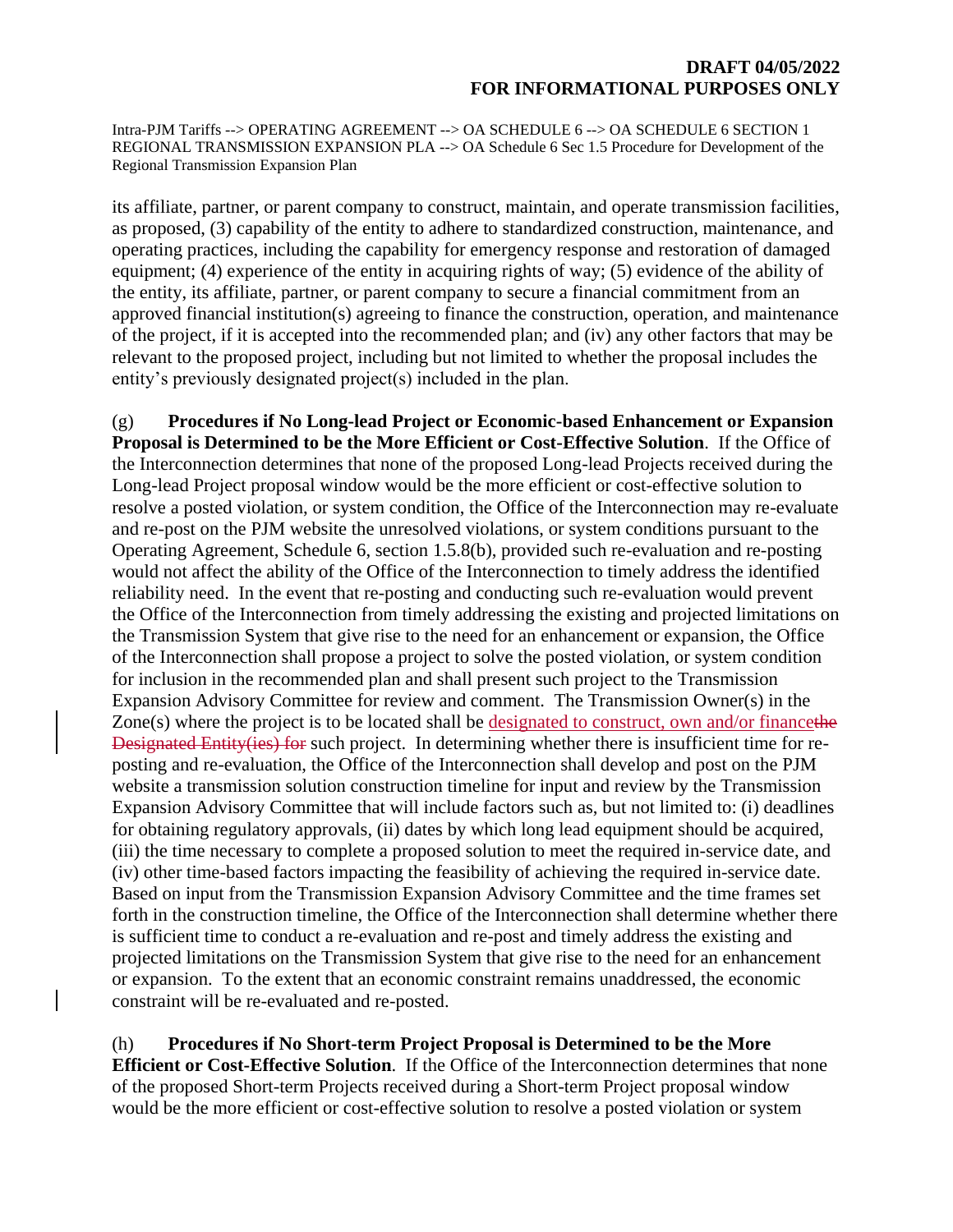its affiliate, partner, or parent company to construct, maintain, and operate transmission facilities, as proposed, (3) capability of the entity to adhere to standardized construction, maintenance, and operating practices, including the capability for emergency response and restoration of damaged equipment; (4) experience of the entity in acquiring rights of way; (5) evidence of the ability of the entity, its affiliate, partner, or parent company to secure a financial commitment from an approved financial institution(s) agreeing to finance the construction, operation, and maintenance of the project, if it is accepted into the recommended plan; and (iv) any other factors that may be relevant to the proposed project, including but not limited to whether the proposal includes the entity's previously designated project(s) included in the plan.

(g) **Procedures if No Long-lead Project or Economic-based Enhancement or Expansion Proposal is Determined to be the More Efficient or Cost-Effective Solution**. If the Office of the Interconnection determines that none of the proposed Long-lead Projects received during the Long-lead Project proposal window would be the more efficient or cost-effective solution to resolve a posted violation, or system condition, the Office of the Interconnection may re-evaluate and re-post on the PJM website the unresolved violations, or system conditions pursuant to the Operating Agreement, Schedule 6, section 1.5.8(b), provided such re-evaluation and re-posting would not affect the ability of the Office of the Interconnection to timely address the identified reliability need. In the event that re-posting and conducting such re-evaluation would prevent the Office of the Interconnection from timely addressing the existing and projected limitations on the Transmission System that give rise to the need for an enhancement or expansion, the Office of the Interconnection shall propose a project to solve the posted violation, or system condition for inclusion in the recommended plan and shall present such project to the Transmission Expansion Advisory Committee for review and comment. The Transmission Owner(s) in the Zone(s) where the project is to be located shall be designated to construct, own and/or financethe Designated Entity(ies) for such project. In determining whether there is insufficient time for re-posting and re-evaluation, the Office of the Interconnection shall develop and post on the PJM website a transmission solution construction timeline for input and review by the Transmission Expansion Advisory Committee that will include factors such as, but not limited to: (i) deadlines for obtaining regulatory approvals, (ii) dates by which long lead equipment should be acquired, (iii) the time necessary to complete a proposed solution to meet the required in-service date, and (iv) other time-based factors impacting the feasibility of achieving the required in-service date. Based on input from the Transmission Expansion Advisory Committee and the time frames set forth in the construction timeline, the Office of the Interconnection shall determine whether there is sufficient time to conduct a re-evaluation and re-post and timely address the existing and projected limitations on the Transmission System that give rise to the need for an enhancement or expansion. To the extent that an economic constraint remains unaddressed, the economic constraint will be re-evaluated and re-posted.

(h) **Procedures if No Short-term Project Proposal is Determined to be the More Efficient or Cost-Effective Solution**. If the Office of the Interconnection determines that none of the proposed Short-term Projects received during a Short-term Project proposal window would be the more efficient or cost-effective solution to resolve a posted violation or system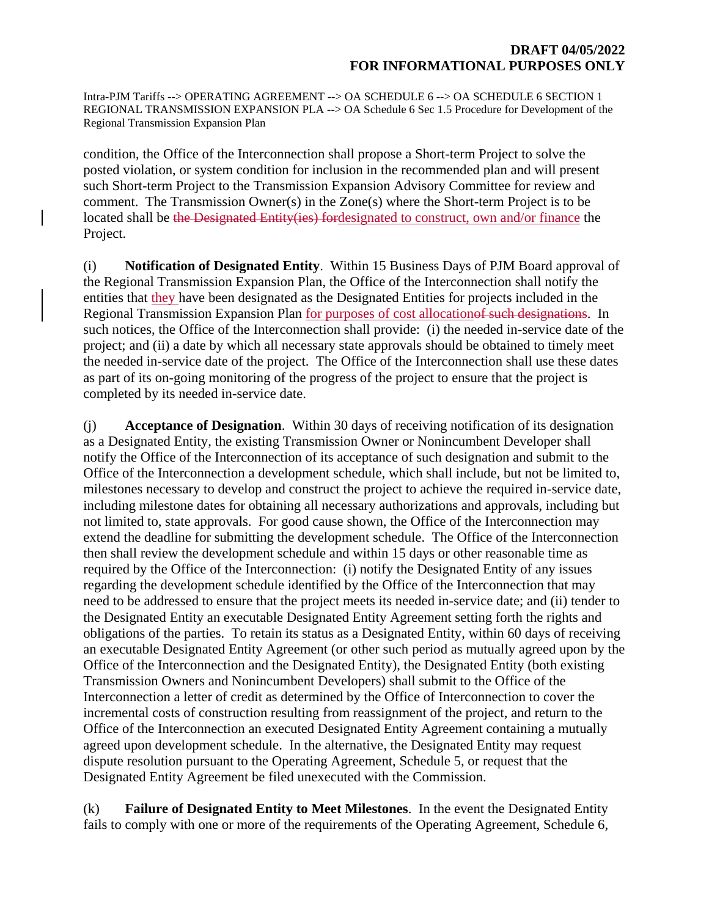condition, the Office of the Interconnection shall propose a Short-term Project to solve the posted violation, or system condition for inclusion in the recommended plan and will present such Short-term Project to the Transmission Expansion Advisory Committee for review and comment. The Transmission Owner(s) in the Zone(s) where the Short-term Project is to be located shall be ~~the Designated Entity(ies) for~~designated to construct, own and/or finance the Project.

(i) **Notification of Designated Entity**. Within 15 Business Days of PJM Board approval of the Regional Transmission Expansion Plan, the Office of the Interconnection shall notify the entities that they have been designated as the Designated Entities for projects included in the Regional Transmission Expansion Plan for purposes of cost allocation~~of such designations~~. In such notices, the Office of the Interconnection shall provide: (i) the needed in-service date of the project; and (ii) a date by which all necessary state approvals should be obtained to timely meet the needed in-service date of the project. The Office of the Interconnection shall use these dates as part of its on-going monitoring of the progress of the project to ensure that the project is completed by its needed in-service date.

(j) **Acceptance of Designation**. Within 30 days of receiving notification of its designation as a Designated Entity, the existing Transmission Owner or Nonincumbent Developer shall notify the Office of the Interconnection of its acceptance of such designation and submit to the Office of the Interconnection a development schedule, which shall include, but not be limited to, milestones necessary to develop and construct the project to achieve the required in-service date, including milestone dates for obtaining all necessary authorizations and approvals, including but not limited to, state approvals. For good cause shown, the Office of the Interconnection may extend the deadline for submitting the development schedule. The Office of the Interconnection then shall review the development schedule and within 15 days or other reasonable time as required by the Office of the Interconnection: (i) notify the Designated Entity of any issues regarding the development schedule identified by the Office of the Interconnection that may need to be addressed to ensure that the project meets its needed in-service date; and (ii) tender to the Designated Entity an executable Designated Entity Agreement setting forth the rights and obligations of the parties. To retain its status as a Designated Entity, within 60 days of receiving an executable Designated Entity Agreement (or other such period as mutually agreed upon by the Office of the Interconnection and the Designated Entity), the Designated Entity (both existing Transmission Owners and Nonincumbent Developers) shall submit to the Office of the Interconnection a letter of credit as determined by the Office of Interconnection to cover the incremental costs of construction resulting from reassignment of the project, and return to the Office of the Interconnection an executed Designated Entity Agreement containing a mutually agreed upon development schedule. In the alternative, the Designated Entity may request dispute resolution pursuant to the Operating Agreement, Schedule 5, or request that the Designated Entity Agreement be filed unexecuted with the Commission.

(k) **Failure of Designated Entity to Meet Milestones**. In the event the Designated Entity fails to comply with one or more of the requirements of the Operating Agreement, Schedule 6,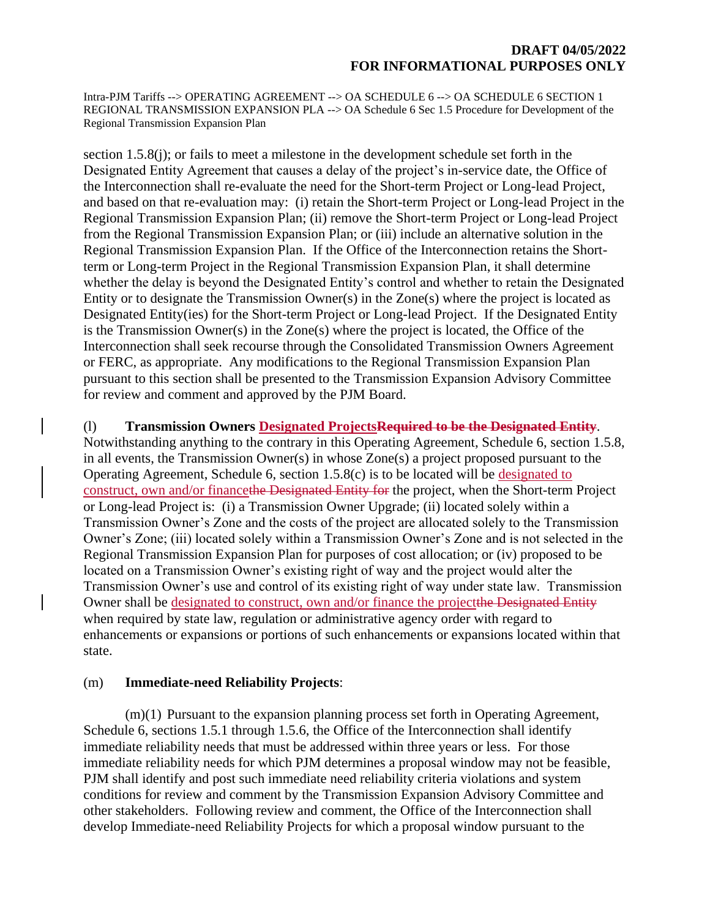section 1.5.8(j); or fails to meet a milestone in the development schedule set forth in the Designated Entity Agreement that causes a delay of the project's in-service date, the Office of the Interconnection shall re-evaluate the need for the Short-term Project or Long-lead Project, and based on that re-evaluation may: (i) retain the Short-term Project or Long-lead Project in the Regional Transmission Expansion Plan; (ii) remove the Short-term Project or Long-lead Project from the Regional Transmission Expansion Plan; or (iii) include an alternative solution in the Regional Transmission Expansion Plan. If the Office of the Interconnection retains the Short-term or Long-term Project in the Regional Transmission Expansion Plan, it shall determine whether the delay is beyond the Designated Entity's control and whether to retain the Designated Entity or to designate the Transmission Owner(s) in the Zone(s) where the project is located as Designated Entity(ies) for the Short-term Project or Long-lead Project. If the Designated Entity is the Transmission Owner(s) in the Zone(s) where the project is located, the Office of the Interconnection shall seek recourse through the Consolidated Transmission Owners Agreement or FERC, as appropriate. Any modifications to the Regional Transmission Expansion Plan pursuant to this section shall be presented to the Transmission Expansion Advisory Committee for review and comment and approved by the PJM Board.

(l) **Transmission Owners Designated Projects~~Required to be the Designated Entity~~**. Notwithstanding anything to the contrary in this Operating Agreement, Schedule 6, section 1.5.8, in all events, the Transmission Owner(s) in whose Zone(s) a project proposed pursuant to the Operating Agreement, Schedule 6, section 1.5.8(c) is to be located will be designated to construct, own and/or finance~~the Designated Entity for~~ the project, when the Short-term Project or Long-lead Project is: (i) a Transmission Owner Upgrade; (ii) located solely within a Transmission Owner's Zone and the costs of the project are allocated solely to the Transmission Owner's Zone; (iii) located solely within a Transmission Owner's Zone and is not selected in the Regional Transmission Expansion Plan for purposes of cost allocation; or (iv) proposed to be located on a Transmission Owner's existing right of way and the project would alter the Transmission Owner's use and control of its existing right of way under state law. Transmission Owner shall be designated to construct, own and/or finance the project~~the Designated Entity~~ when required by state law, regulation or administrative agency order with regard to enhancements or expansions or portions of such enhancements or expansions located within that state.

(m) **Immediate-need Reliability Projects**:

(m)(1) Pursuant to the expansion planning process set forth in Operating Agreement, Schedule 6, sections 1.5.1 through 1.5.6, the Office of the Interconnection shall identify immediate reliability needs that must be addressed within three years or less. For those immediate reliability needs for which PJM determines a proposal window may not be feasible, PJM shall identify and post such immediate need reliability criteria violations and system conditions for review and comment by the Transmission Expansion Advisory Committee and other stakeholders. Following review and comment, the Office of the Interconnection shall develop Immediate-need Reliability Projects for which a proposal window pursuant to the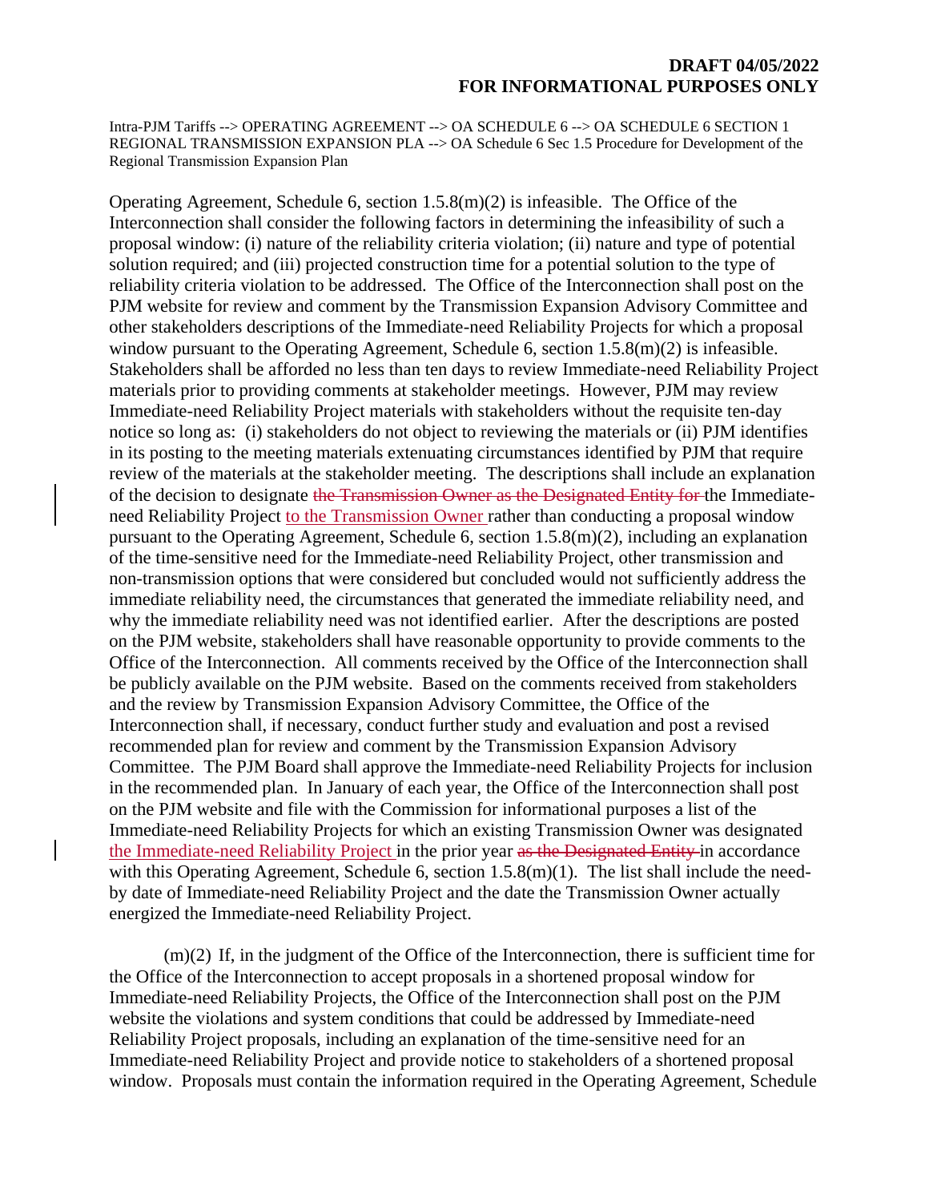Operating Agreement, Schedule 6, section 1.5.8(m)(2) is infeasible. The Office of the Interconnection shall consider the following factors in determining the infeasibility of such a proposal window: (i) nature of the reliability criteria violation; (ii) nature and type of potential solution required; and (iii) projected construction time for a potential solution to the type of reliability criteria violation to be addressed. The Office of the Interconnection shall post on the PJM website for review and comment by the Transmission Expansion Advisory Committee and other stakeholders descriptions of the Immediate-need Reliability Projects for which a proposal window pursuant to the Operating Agreement, Schedule 6, section 1.5.8(m)(2) is infeasible. Stakeholders shall be afforded no less than ten days to review Immediate-need Reliability Project materials prior to providing comments at stakeholder meetings. However, PJM may review Immediate-need Reliability Project materials with stakeholders without the requisite ten-day notice so long as: (i) stakeholders do not object to reviewing the materials or (ii) PJM identifies in its posting to the meeting materials extenuating circumstances identified by PJM that require review of the materials at the stakeholder meeting. The descriptions shall include an explanation of the decision to designate ~~the Transmission Owner as the Designated Entity for~~ the Immediate-need Reliability Project <u>to the Transmission Owner</u> rather than conducting a proposal window pursuant to the Operating Agreement, Schedule 6, section 1.5.8(m)(2), including an explanation of the time-sensitive need for the Immediate-need Reliability Project, other transmission and non-transmission options that were considered but concluded would not sufficiently address the immediate reliability need, the circumstances that generated the immediate reliability need, and why the immediate reliability need was not identified earlier. After the descriptions are posted on the PJM website, stakeholders shall have reasonable opportunity to provide comments to the Office of the Interconnection. All comments received by the Office of the Interconnection shall be publicly available on the PJM website. Based on the comments received from stakeholders and the review by Transmission Expansion Advisory Committee, the Office of the Interconnection shall, if necessary, conduct further study and evaluation and post a revised recommended plan for review and comment by the Transmission Expansion Advisory Committee. The PJM Board shall approve the Immediate-need Reliability Projects for inclusion in the recommended plan. In January of each year, the Office of the Interconnection shall post on the PJM website and file with the Commission for informational purposes a list of the Immediate-need Reliability Projects for which an existing Transmission Owner was designated <u>the Immediate-need Reliability Project</u> in the prior year ~~as the Designated Entity~~ in accordance with this Operating Agreement, Schedule 6, section 1.5.8(m)(1). The list shall include the need-by date of Immediate-need Reliability Project and the date the Transmission Owner actually energized the Immediate-need Reliability Project.

(m)(2) If, in the judgment of the Office of the Interconnection, there is sufficient time for the Office of the Interconnection to accept proposals in a shortened proposal window for Immediate-need Reliability Projects, the Office of the Interconnection shall post on the PJM website the violations and system conditions that could be addressed by Immediate-need Reliability Project proposals, including an explanation of the time-sensitive need for an Immediate-need Reliability Project and provide notice to stakeholders of a shortened proposal window. Proposals must contain the information required in the Operating Agreement, Schedule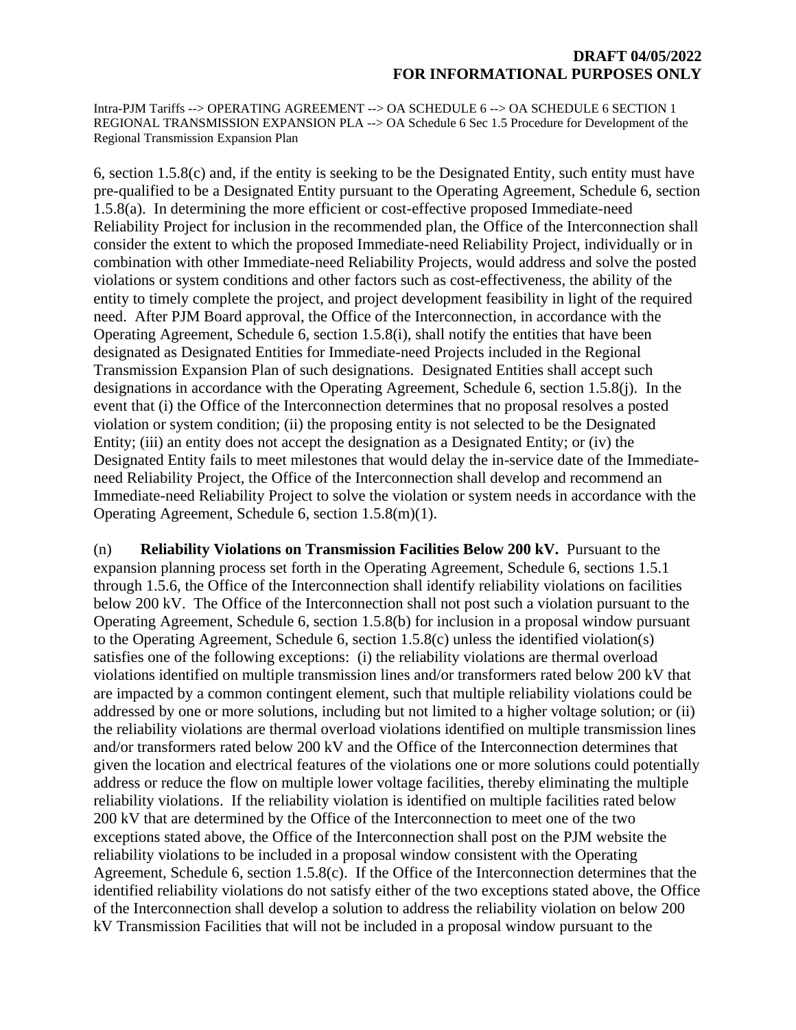6, section 1.5.8(c) and, if the entity is seeking to be the Designated Entity, such entity must have pre-qualified to be a Designated Entity pursuant to the Operating Agreement, Schedule 6, section 1.5.8(a). In determining the more efficient or cost-effective proposed Immediate-need Reliability Project for inclusion in the recommended plan, the Office of the Interconnection shall consider the extent to which the proposed Immediate-need Reliability Project, individually or in combination with other Immediate-need Reliability Projects, would address and solve the posted violations or system conditions and other factors such as cost-effectiveness, the ability of the entity to timely complete the project, and project development feasibility in light of the required need. After PJM Board approval, the Office of the Interconnection, in accordance with the Operating Agreement, Schedule 6, section 1.5.8(i), shall notify the entities that have been designated as Designated Entities for Immediate-need Projects included in the Regional Transmission Expansion Plan of such designations. Designated Entities shall accept such designations in accordance with the Operating Agreement, Schedule 6, section 1.5.8(j). In the event that (i) the Office of the Interconnection determines that no proposal resolves a posted violation or system condition; (ii) the proposing entity is not selected to be the Designated Entity; (iii) an entity does not accept the designation as a Designated Entity; or (iv) the Designated Entity fails to meet milestones that would delay the in-service date of the Immediate-need Reliability Project, the Office of the Interconnection shall develop and recommend an Immediate-need Reliability Project to solve the violation or system needs in accordance with the Operating Agreement, Schedule 6, section 1.5.8(m)(1).

(n) **Reliability Violations on Transmission Facilities Below 200 kV.** Pursuant to the expansion planning process set forth in the Operating Agreement, Schedule 6, sections 1.5.1 through 1.5.6, the Office of the Interconnection shall identify reliability violations on facilities below 200 kV. The Office of the Interconnection shall not post such a violation pursuant to the Operating Agreement, Schedule 6, section 1.5.8(b) for inclusion in a proposal window pursuant to the Operating Agreement, Schedule 6, section 1.5.8(c) unless the identified violation(s) satisfies one of the following exceptions: (i) the reliability violations are thermal overload violations identified on multiple transmission lines and/or transformers rated below 200 kV that are impacted by a common contingent element, such that multiple reliability violations could be addressed by one or more solutions, including but not limited to a higher voltage solution; or (ii) the reliability violations are thermal overload violations identified on multiple transmission lines and/or transformers rated below 200 kV and the Office of the Interconnection determines that given the location and electrical features of the violations one or more solutions could potentially address or reduce the flow on multiple lower voltage facilities, thereby eliminating the multiple reliability violations. If the reliability violation is identified on multiple facilities rated below 200 kV that are determined by the Office of the Interconnection to meet one of the two exceptions stated above, the Office of the Interconnection shall post on the PJM website the reliability violations to be included in a proposal window consistent with the Operating Agreement, Schedule 6, section 1.5.8(c). If the Office of the Interconnection determines that the identified reliability violations do not satisfy either of the two exceptions stated above, the Office of the Interconnection shall develop a solution to address the reliability violation on below 200 kV Transmission Facilities that will not be included in a proposal window pursuant to the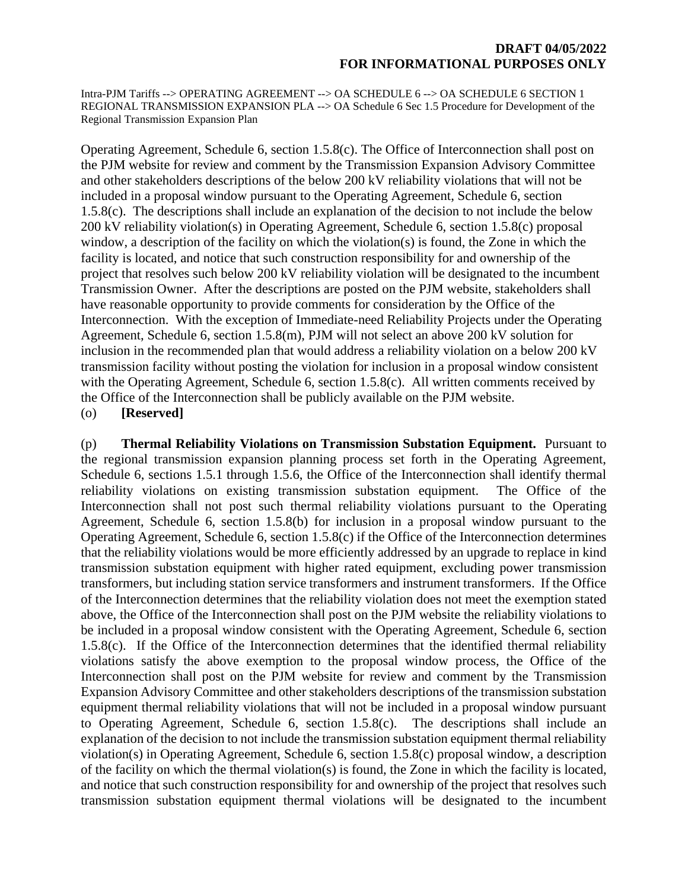Operating Agreement, Schedule 6, section 1.5.8(c). The Office of Interconnection shall post on the PJM website for review and comment by the Transmission Expansion Advisory Committee and other stakeholders descriptions of the below 200 kV reliability violations that will not be included in a proposal window pursuant to the Operating Agreement, Schedule 6, section 1.5.8(c). The descriptions shall include an explanation of the decision to not include the below 200 kV reliability violation(s) in Operating Agreement, Schedule 6, section 1.5.8(c) proposal window, a description of the facility on which the violation(s) is found, the Zone in which the facility is located, and notice that such construction responsibility for and ownership of the project that resolves such below 200 kV reliability violation will be designated to the incumbent Transmission Owner. After the descriptions are posted on the PJM website, stakeholders shall have reasonable opportunity to provide comments for consideration by the Office of the Interconnection. With the exception of Immediate-need Reliability Projects under the Operating Agreement, Schedule 6, section 1.5.8(m), PJM will not select an above 200 kV solution for inclusion in the recommended plan that would address a reliability violation on a below 200 kV transmission facility without posting the violation for inclusion in a proposal window consistent with the Operating Agreement, Schedule 6, section 1.5.8(c). All written comments received by the Office of the Interconnection shall be publicly available on the PJM website.

(o) **[Reserved]**

(p) **Thermal Reliability Violations on Transmission Substation Equipment.** Pursuant to the regional transmission expansion planning process set forth in the Operating Agreement, Schedule 6, sections 1.5.1 through 1.5.6, the Office of the Interconnection shall identify thermal reliability violations on existing transmission substation equipment. The Office of the Interconnection shall not post such thermal reliability violations pursuant to the Operating Agreement, Schedule 6, section 1.5.8(b) for inclusion in a proposal window pursuant to the Operating Agreement, Schedule 6, section 1.5.8(c) if the Office of the Interconnection determines that the reliability violations would be more efficiently addressed by an upgrade to replace in kind transmission substation equipment with higher rated equipment, excluding power transmission transformers, but including station service transformers and instrument transformers. If the Office of the Interconnection determines that the reliability violation does not meet the exemption stated above, the Office of the Interconnection shall post on the PJM website the reliability violations to be included in a proposal window consistent with the Operating Agreement, Schedule 6, section 1.5.8(c). If the Office of the Interconnection determines that the identified thermal reliability violations satisfy the above exemption to the proposal window process, the Office of the Interconnection shall post on the PJM website for review and comment by the Transmission Expansion Advisory Committee and other stakeholders descriptions of the transmission substation equipment thermal reliability violations that will not be included in a proposal window pursuant to Operating Agreement, Schedule 6, section 1.5.8(c). The descriptions shall include an explanation of the decision to not include the transmission substation equipment thermal reliability violation(s) in Operating Agreement, Schedule 6, section 1.5.8(c) proposal window, a description of the facility on which the thermal violation(s) is found, the Zone in which the facility is located, and notice that such construction responsibility for and ownership of the project that resolves such transmission substation equipment thermal violations will be designated to the incumbent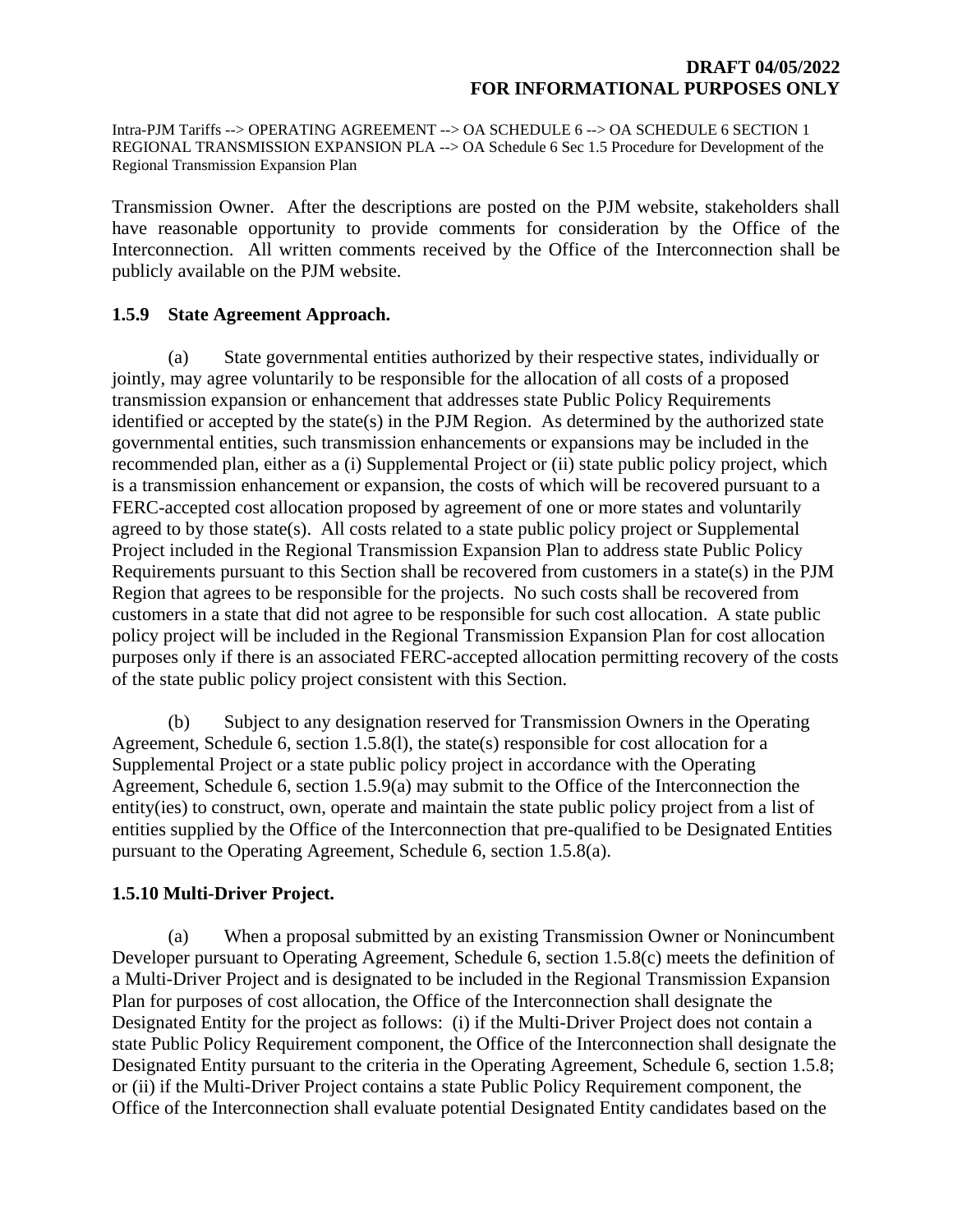Transmission Owner. After the descriptions are posted on the PJM website, stakeholders shall have reasonable opportunity to provide comments for consideration by the Office of the Interconnection. All written comments received by the Office of the Interconnection shall be publicly available on the PJM website.

### 1.5.9 State Agreement Approach.

(a) State governmental entities authorized by their respective states, individually or jointly, may agree voluntarily to be responsible for the allocation of all costs of a proposed transmission expansion or enhancement that addresses state Public Policy Requirements identified or accepted by the state(s) in the PJM Region. As determined by the authorized state governmental entities, such transmission enhancements or expansions may be included in the recommended plan, either as a (i) Supplemental Project or (ii) state public policy project, which is a transmission enhancement or expansion, the costs of which will be recovered pursuant to a FERC-accepted cost allocation proposed by agreement of one or more states and voluntarily agreed to by those state(s). All costs related to a state public policy project or Supplemental Project included in the Regional Transmission Expansion Plan to address state Public Policy Requirements pursuant to this Section shall be recovered from customers in a state(s) in the PJM Region that agrees to be responsible for the projects. No such costs shall be recovered from customers in a state that did not agree to be responsible for such cost allocation. A state public policy project will be included in the Regional Transmission Expansion Plan for cost allocation purposes only if there is an associated FERC-accepted allocation permitting recovery of the costs of the state public policy project consistent with this Section.

(b) Subject to any designation reserved for Transmission Owners in the Operating Agreement, Schedule 6, section 1.5.8(l), the state(s) responsible for cost allocation for a Supplemental Project or a state public policy project in accordance with the Operating Agreement, Schedule 6, section 1.5.9(a) may submit to the Office of the Interconnection the entity(ies) to construct, own, operate and maintain the state public policy project from a list of entities supplied by the Office of the Interconnection that pre-qualified to be Designated Entities pursuant to the Operating Agreement, Schedule 6, section 1.5.8(a).

### 1.5.10 Multi-Driver Project.

(a) When a proposal submitted by an existing Transmission Owner or Nonincumbent Developer pursuant to Operating Agreement, Schedule 6, section 1.5.8(c) meets the definition of a Multi-Driver Project and is designated to be included in the Regional Transmission Expansion Plan for purposes of cost allocation, the Office of the Interconnection shall designate the Designated Entity for the project as follows: (i) if the Multi-Driver Project does not contain a state Public Policy Requirement component, the Office of the Interconnection shall designate the Designated Entity pursuant to the criteria in the Operating Agreement, Schedule 6, section 1.5.8; or (ii) if the Multi-Driver Project contains a state Public Policy Requirement component, the Office of the Interconnection shall evaluate potential Designated Entity candidates based on the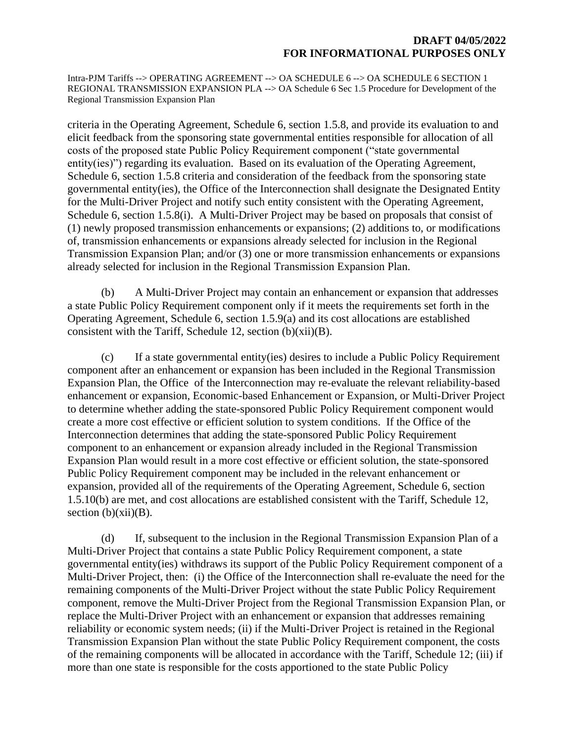criteria in the Operating Agreement, Schedule 6, section 1.5.8, and provide its evaluation to and elicit feedback from the sponsoring state governmental entities responsible for allocation of all costs of the proposed state Public Policy Requirement component ("state governmental entity(ies)") regarding its evaluation. Based on its evaluation of the Operating Agreement, Schedule 6, section 1.5.8 criteria and consideration of the feedback from the sponsoring state governmental entity(ies), the Office of the Interconnection shall designate the Designated Entity for the Multi-Driver Project and notify such entity consistent with the Operating Agreement, Schedule 6, section 1.5.8(i). A Multi-Driver Project may be based on proposals that consist of (1) newly proposed transmission enhancements or expansions; (2) additions to, or modifications of, transmission enhancements or expansions already selected for inclusion in the Regional Transmission Expansion Plan; and/or (3) one or more transmission enhancements or expansions already selected for inclusion in the Regional Transmission Expansion Plan.

(b) A Multi-Driver Project may contain an enhancement or expansion that addresses a state Public Policy Requirement component only if it meets the requirements set forth in the Operating Agreement, Schedule 6, section 1.5.9(a) and its cost allocations are established consistent with the Tariff, Schedule 12, section (b)(xii)(B).

(c) If a state governmental entity(ies) desires to include a Public Policy Requirement component after an enhancement or expansion has been included in the Regional Transmission Expansion Plan, the Office of the Interconnection may re-evaluate the relevant reliability-based enhancement or expansion, Economic-based Enhancement or Expansion, or Multi-Driver Project to determine whether adding the state-sponsored Public Policy Requirement component would create a more cost effective or efficient solution to system conditions. If the Office of the Interconnection determines that adding the state-sponsored Public Policy Requirement component to an enhancement or expansion already included in the Regional Transmission Expansion Plan would result in a more cost effective or efficient solution, the state-sponsored Public Policy Requirement component may be included in the relevant enhancement or expansion, provided all of the requirements of the Operating Agreement, Schedule 6, section 1.5.10(b) are met, and cost allocations are established consistent with the Tariff, Schedule 12, section (b)(xii)(B).

(d) If, subsequent to the inclusion in the Regional Transmission Expansion Plan of a Multi-Driver Project that contains a state Public Policy Requirement component, a state governmental entity(ies) withdraws its support of the Public Policy Requirement component of a Multi-Driver Project, then: (i) the Office of the Interconnection shall re-evaluate the need for the remaining components of the Multi-Driver Project without the state Public Policy Requirement component, remove the Multi-Driver Project from the Regional Transmission Expansion Plan, or replace the Multi-Driver Project with an enhancement or expansion that addresses remaining reliability or economic system needs; (ii) if the Multi-Driver Project is retained in the Regional Transmission Expansion Plan without the state Public Policy Requirement component, the costs of the remaining components will be allocated in accordance with the Tariff, Schedule 12; (iii) if more than one state is responsible for the costs apportioned to the state Public Policy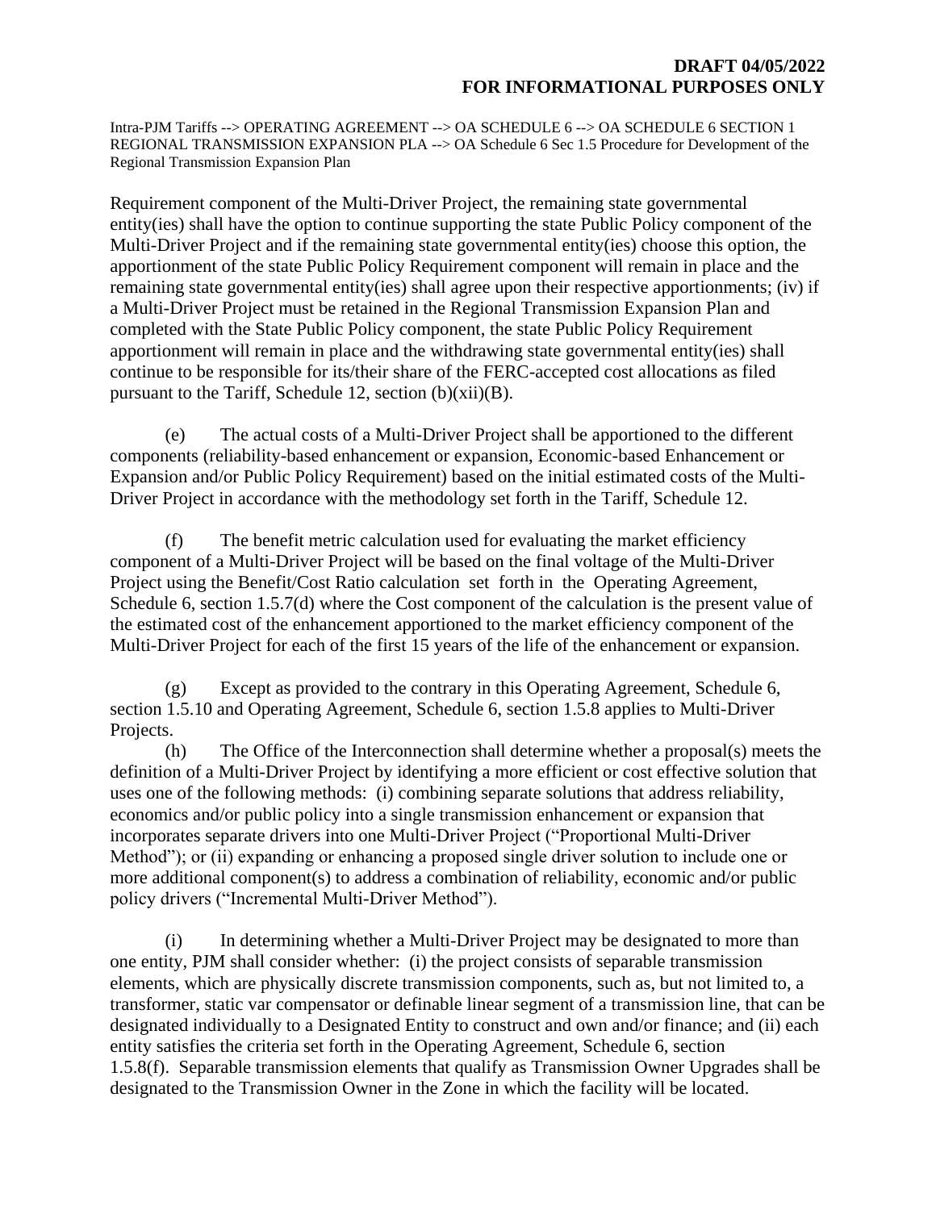Requirement component of the Multi-Driver Project, the remaining state governmental entity(ies) shall have the option to continue supporting the state Public Policy component of the Multi-Driver Project and if the remaining state governmental entity(ies) choose this option, the apportionment of the state Public Policy Requirement component will remain in place and the remaining state governmental entity(ies) shall agree upon their respective apportionments; (iv) if a Multi-Driver Project must be retained in the Regional Transmission Expansion Plan and completed with the State Public Policy component, the state Public Policy Requirement apportionment will remain in place and the withdrawing state governmental entity(ies) shall continue to be responsible for its/their share of the FERC-accepted cost allocations as filed pursuant to the Tariff, Schedule 12, section (b)(xii)(B).

(e) The actual costs of a Multi-Driver Project shall be apportioned to the different components (reliability-based enhancement or expansion, Economic-based Enhancement or Expansion and/or Public Policy Requirement) based on the initial estimated costs of the Multi-Driver Project in accordance with the methodology set forth in the Tariff, Schedule 12.

(f) The benefit metric calculation used for evaluating the market efficiency component of a Multi-Driver Project will be based on the final voltage of the Multi-Driver Project using the Benefit/Cost Ratio calculation set forth in the Operating Agreement, Schedule 6, section 1.5.7(d) where the Cost component of the calculation is the present value of the estimated cost of the enhancement apportioned to the market efficiency component of the Multi-Driver Project for each of the first 15 years of the life of the enhancement or expansion.

(g) Except as provided to the contrary in this Operating Agreement, Schedule 6, section 1.5.10 and Operating Agreement, Schedule 6, section 1.5.8 applies to Multi-Driver Projects.

(h) The Office of the Interconnection shall determine whether a proposal(s) meets the definition of a Multi-Driver Project by identifying a more efficient or cost effective solution that uses one of the following methods: (i) combining separate solutions that address reliability, economics and/or public policy into a single transmission enhancement or expansion that incorporates separate drivers into one Multi-Driver Project ("Proportional Multi-Driver Method"); or (ii) expanding or enhancing a proposed single driver solution to include one or more additional component(s) to address a combination of reliability, economic and/or public policy drivers ("Incremental Multi-Driver Method").

(i) In determining whether a Multi-Driver Project may be designated to more than one entity, PJM shall consider whether: (i) the project consists of separable transmission elements, which are physically discrete transmission components, such as, but not limited to, a transformer, static var compensator or definable linear segment of a transmission line, that can be designated individually to a Designated Entity to construct and own and/or finance; and (ii) each entity satisfies the criteria set forth in the Operating Agreement, Schedule 6, section 1.5.8(f). Separable transmission elements that qualify as Transmission Owner Upgrades shall be designated to the Transmission Owner in the Zone in which the facility will be located.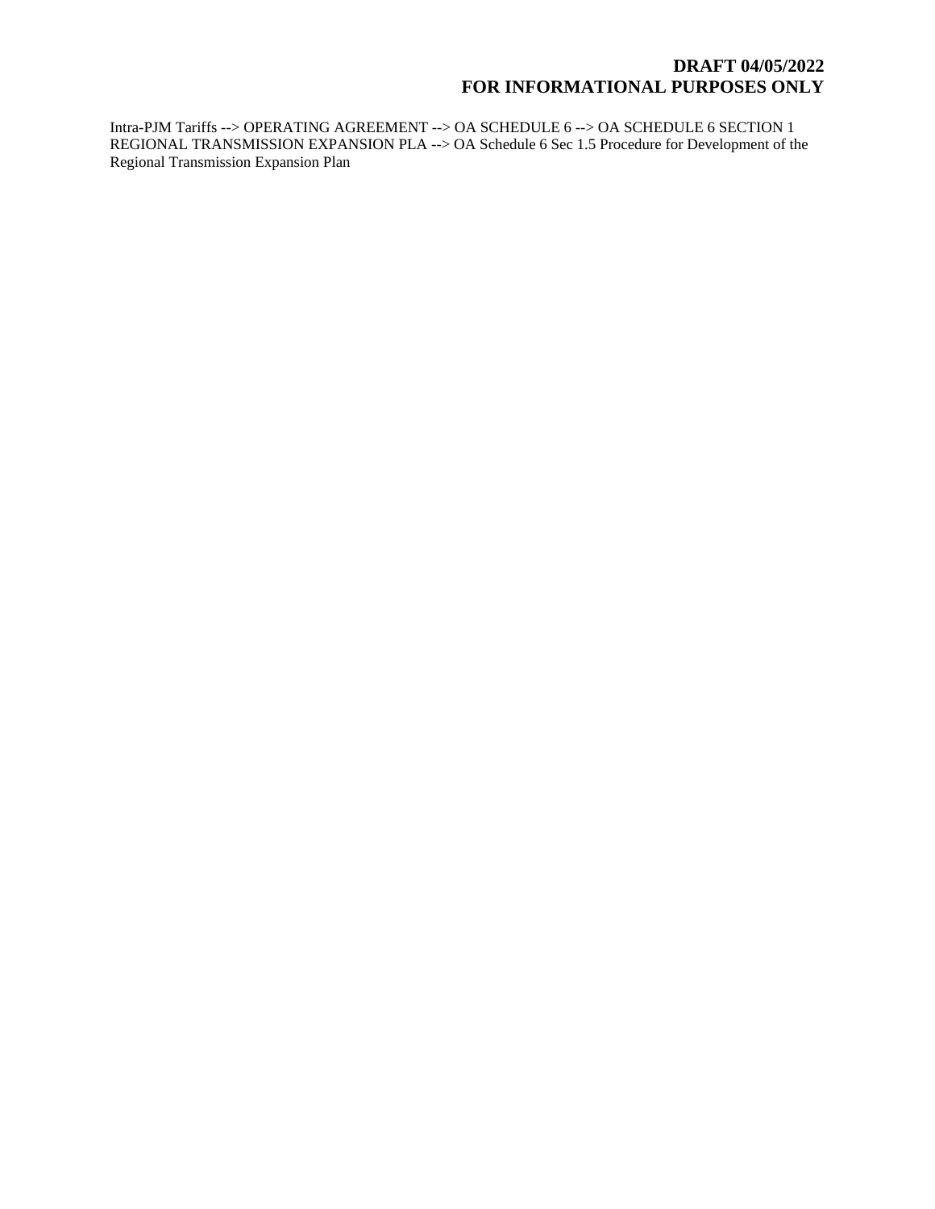Intra-PJM Tariffs --> OPERATING AGREEMENT --> OA SCHEDULE 6 --> OA SCHEDULE 6 SECTION 1 REGIONAL TRANSMISSION EXPANSION PLA --> OA Schedule 6 Sec 1.5 Procedure for Development of the Regional Transmission Expansion Plan